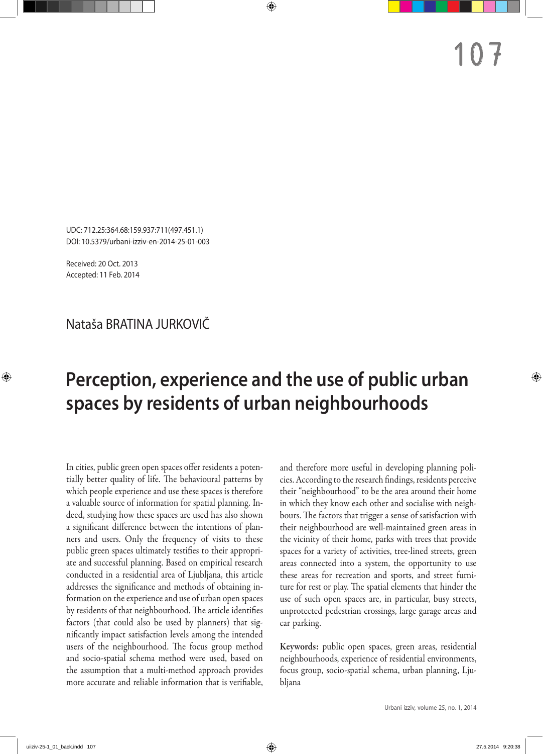UDC: 712.25:364.68:159.937:711(497.451.1)
DOI: 10.5379/urbani-izziv-en-2014-25-01-003

Received: 20 Oct. 2013
Accepted: 11 Feb. 2014

Nataša BRATINA JURKOVIČ

# Perception, experience and the use of public urban spaces by residents of urban neighbourhoods

In cities, public green open spaces offer residents a potentially better quality of life. The behavioural patterns by which people experience and use these spaces is therefore a valuable source of information for spatial planning. Indeed, studying how these spaces are used has also shown a significant difference between the intentions of planners and users. Only the frequency of visits to these public green spaces ultimately testifies to their appropriate and successful planning. Based on empirical research conducted in a residential area of Ljubljana, this article addresses the significance and methods of obtaining information on the experience and use of urban open spaces by residents of that neighbourhood. The article identifies factors (that could also be used by planners) that significantly impact satisfaction levels among the intended users of the neighbourhood. The focus group method and socio-spatial schema method were used, based on the assumption that a multi-method approach provides more accurate and reliable information that is verifiable, and therefore more useful in developing planning policies. According to the research findings, residents perceive their "neighbourhood" to be the area around their home in which they know each other and socialise with neighbours. The factors that trigger a sense of satisfaction with their neighbourhood are well-maintained green areas in the vicinity of their home, parks with trees that provide spaces for a variety of activities, tree-lined streets, green areas connected into a system, the opportunity to use these areas for recreation and sports, and street furniture for rest or play. The spatial elements that hinder the use of such open spaces are, in particular, busy streets, unprotected pedestrian crossings, large garage areas and car parking.

**Keywords:** public open spaces, green areas, residential neighbourhoods, experience of residential environments, focus group, socio-spatial schema, urban planning, Ljubljana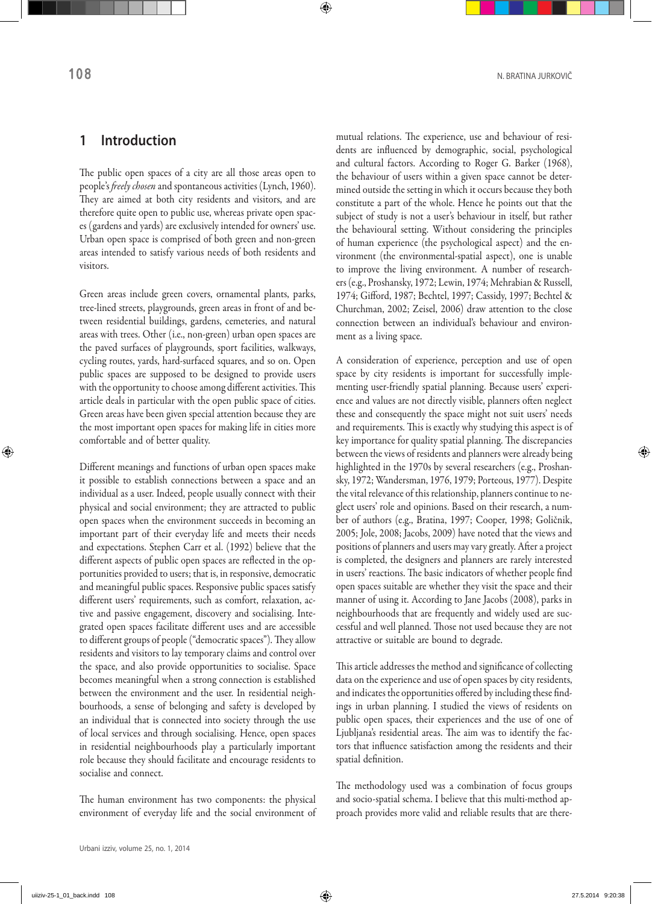## 1 Introduction

The public open spaces of a city are all those areas open to people's *freely chosen* and spontaneous activities (Lynch, 1960). They are aimed at both city residents and visitors, and are therefore quite open to public use, whereas private open spaces (gardens and yards) are exclusively intended for owners' use. Urban open space is comprised of both green and non-green areas intended to satisfy various needs of both residents and visitors.

Green areas include green covers, ornamental plants, parks, tree-lined streets, playgrounds, green areas in front of and between residential buildings, gardens, cemeteries, and natural areas with trees. Other (i.e., non-green) urban open spaces are the paved surfaces of playgrounds, sport facilities, walkways, cycling routes, yards, hard-surfaced squares, and so on. Open public spaces are supposed to be designed to provide users with the opportunity to choose among different activities. This article deals in particular with the open public space of cities. Green areas have been given special attention because they are the most important open spaces for making life in cities more comfortable and of better quality.

Different meanings and functions of urban open spaces make it possible to establish connections between a space and an individual as a user. Indeed, people usually connect with their physical and social environment; they are attracted to public open spaces when the environment succeeds in becoming an important part of their everyday life and meets their needs and expectations. Stephen Carr et al. (1992) believe that the different aspects of public open spaces are reflected in the opportunities provided to users; that is, in responsive, democratic and meaningful public spaces. Responsive public spaces satisfy different users' requirements, such as comfort, relaxation, active and passive engagement, discovery and socialising. Integrated open spaces facilitate different uses and are accessible to different groups of people ("democratic spaces"). They allow residents and visitors to lay temporary claims and control over the space, and also provide opportunities to socialise. Space becomes meaningful when a strong connection is established between the environment and the user. In residential neighbourhoods, a sense of belonging and safety is developed by an individual that is connected into society through the use of local services and through socialising. Hence, open spaces in residential neighbourhoods play a particularly important role because they should facilitate and encourage residents to socialise and connect.

The human environment has two components: the physical environment of everyday life and the social environment of mutual relations. The experience, use and behaviour of residents are influenced by demographic, social, psychological and cultural factors. According to Roger G. Barker (1968), the behaviour of users within a given space cannot be determined outside the setting in which it occurs because they both constitute a part of the whole. Hence he points out that the subject of study is not a user's behaviour in itself, but rather the behavioural setting. Without considering the principles of human experience (the psychological aspect) and the environment (the environmental-spatial aspect), one is unable to improve the living environment. A number of researchers (e.g., Proshansky, 1972; Lewin, 1974; Mehrabian & Russell, 1974; Gifford, 1987; Bechtel, 1997; Cassidy, 1997; Bechtel & Churchman, 2002; Zeisel, 2006) draw attention to the close connection between an individual's behaviour and environment as a living space.

A consideration of experience, perception and use of open space by city residents is important for successfully implementing user-friendly spatial planning. Because users' experience and values are not directly visible, planners often neglect these and consequently the space might not suit users' needs and requirements. This is exactly why studying this aspect is of key importance for quality spatial planning. The discrepancies between the views of residents and planners were already being highlighted in the 1970s by several researchers (e.g., Proshansky, 1972; Wandersman, 1976, 1979; Porteous, 1977). Despite the vital relevance of this relationship, planners continue to neglect users' role and opinions. Based on their research, a number of authors (e.g., Bratina, 1997; Cooper, 1998; Goličnik, 2005; Jole, 2008; Jacobs, 2009) have noted that the views and positions of planners and users may vary greatly. After a project is completed, the designers and planners are rarely interested in users' reactions. The basic indicators of whether people find open spaces suitable are whether they visit the space and their manner of using it. According to Jane Jacobs (2008), parks in neighbourhoods that are frequently and widely used are successful and well planned. Those not used because they are not attractive or suitable are bound to degrade.

This article addresses the method and significance of collecting data on the experience and use of open spaces by city residents, and indicates the opportunities offered by including these findings in urban planning. I studied the views of residents on public open spaces, their experiences and the use of one of Ljubljana's residential areas. The aim was to identify the factors that influence satisfaction among the residents and their spatial definition.

The methodology used was a combination of focus groups and socio-spatial schema. I believe that this multi-method approach provides more valid and reliable results that are there-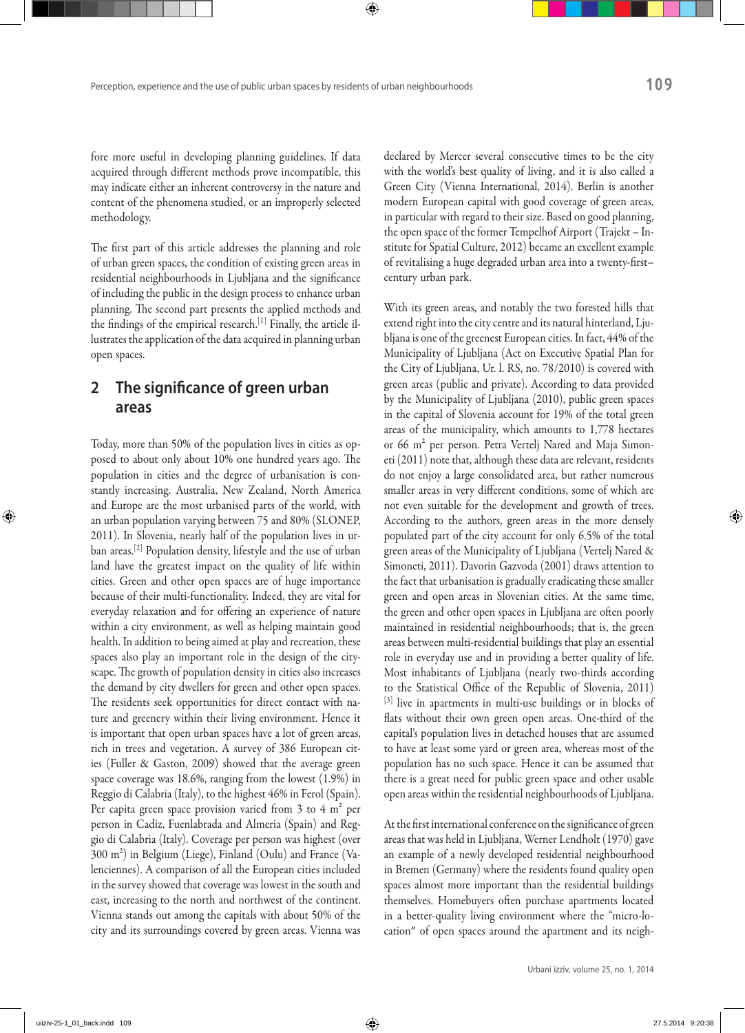fore more useful in developing planning guidelines. If data acquired through different methods prove incompatible, this may indicate either an inherent controversy in the nature and content of the phenomena studied, or an improperly selected methodology.

The first part of this article addresses the planning and role of urban green spaces, the condition of existing green areas in residential neighbourhoods in Ljubljana and the significance of including the public in the design process to enhance urban planning. The second part presents the applied methods and the findings of the empirical research.[1] Finally, the article illustrates the application of the data acquired in planning urban open spaces.

## 2 The significance of green urban areas

Today, more than 50% of the population lives in cities as opposed to about only about 10% one hundred years ago. The population in cities and the degree of urbanisation is constantly increasing. Australia, New Zealand, North America and Europe are the most urbanised parts of the world, with an urban population varying between 75 and 80% (SLONEP, 2011). In Slovenia, nearly half of the population lives in urban areas.[2] Population density, lifestyle and the use of urban land have the greatest impact on the quality of life within cities. Green and other open spaces are of huge importance because of their multi-functionality. Indeed, they are vital for everyday relaxation and for offering an experience of nature within a city environment, as well as helping maintain good health. In addition to being aimed at play and recreation, these spaces also play an important role in the design of the cityscape. The growth of population density in cities also increases the demand by city dwellers for green and other open spaces. The residents seek opportunities for direct contact with nature and greenery within their living environment. Hence it is important that open urban spaces have a lot of green areas, rich in trees and vegetation. A survey of 386 European cities (Fuller & Gaston, 2009) showed that the average green space coverage was 18.6%, ranging from the lowest (1.9%) in Reggio di Calabria (Italy), to the highest 46% in Ferol (Spain). Per capita green space provision varied from 3 to 4 m$^2$ per person in Cadiz, Fuenlabrada and Almeria (Spain) and Reggio di Calabria (Italy). Coverage per person was highest (over 300 m$^2$) in Belgium (Liege), Finland (Oulu) and France (Valenciennes). A comparison of all the European cities included in the survey showed that coverage was lowest in the south and east, increasing to the north and northwest of the continent. Vienna stands out among the capitals with about 50% of the city and its surroundings covered by green areas. Vienna was declared by Mercer several consecutive times to be the city with the world's best quality of living, and it is also called a Green City (Vienna International, 2014). Berlin is another modern European capital with good coverage of green areas, in particular with regard to their size. Based on good planning, the open space of the former Tempelhof Airport (Trajekt – Institute for Spatial Culture, 2012) became an excellent example of revitalising a huge degraded urban area into a twenty-first–century urban park.

With its green areas, and notably the two forested hills that extend right into the city centre and its natural hinterland, Ljubljana is one of the greenest European cities. In fact, 44% of the Municipality of Ljubljana (Act on Executive Spatial Plan for the City of Ljubljana, Ur. l. RS, no. 78/2010) is covered with green areas (public and private). According to data provided by the Municipality of Ljubljana (2010), public green spaces in the capital of Slovenia account for 19% of the total green areas of the municipality, which amounts to 1,778 hectares or 66 m$^2$ per person. Petra Vertelj Nared and Maja Simoneti (2011) note that, although these data are relevant, residents do not enjoy a large consolidated area, but rather numerous smaller areas in very different conditions, some of which are not even suitable for the development and growth of trees. According to the authors, green areas in the more densely populated part of the city account for only 6.5% of the total green areas of the Municipality of Ljubljana (Vertelj Nared & Simoneti, 2011). Davorin Gazvoda (2001) draws attention to the fact that urbanisation is gradually eradicating these smaller green and open areas in Slovenian cities. At the same time, the green and other open spaces in Ljubljana are often poorly maintained in residential neighbourhoods; that is, the green areas between multi-residential buildings that play an essential role in everyday use and in providing a better quality of life. Most inhabitants of Ljubljana (nearly two-thirds according to the Statistical Office of the Republic of Slovenia, 2011) [3] live in apartments in multi-use buildings or in blocks of flats without their own green open areas. One-third of the capital's population lives in detached houses that are assumed to have at least some yard or green area, whereas most of the population has no such space. Hence it can be assumed that there is a great need for public green space and other usable open areas within the residential neighbourhoods of Ljubljana.

At the first international conference on the significance of green areas that was held in Ljubljana, Werner Lendholt (1970) gave an example of a newly developed residential neighbourhood in Bremen (Germany) where the residents found quality open spaces almost more important than the residential buildings themselves. Homebuyers often purchase apartments located in a better-quality living environment where the "micro-location" of open spaces around the apartment and its neigh-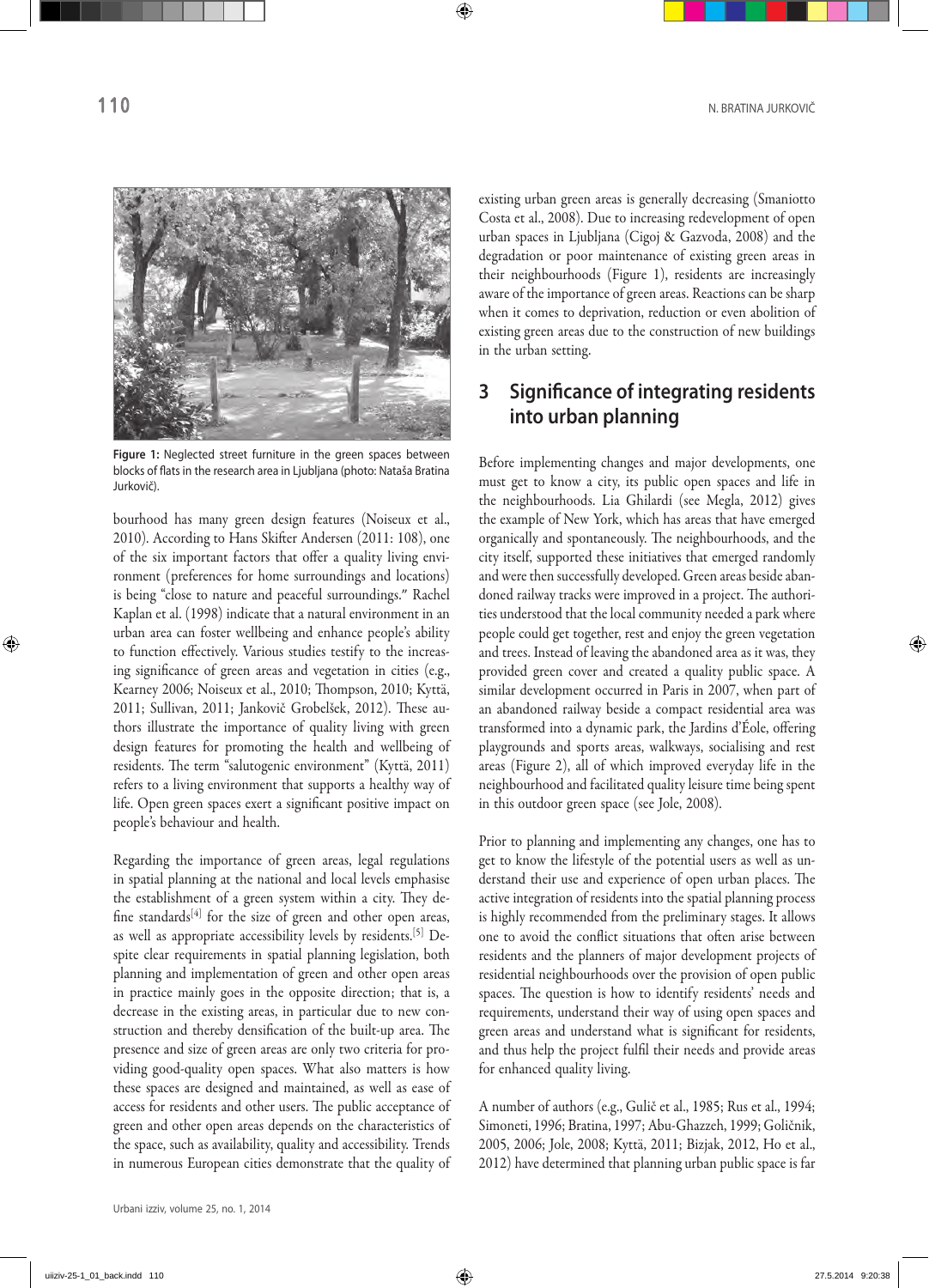Figure 1: Neglected street furniture in the green spaces between blocks of flats in the research area in Ljubljana (photo: Nataša Bratina Jurkovič).

bourhood has many green design features (Noiseux et al., 2010). According to Hans Skifter Andersen (2011: 108), one of the six important factors that offer a quality living environment (preferences for home surroundings and locations) is being "close to nature and peaceful surroundings." Rachel Kaplan et al. (1998) indicate that a natural environment in an urban area can foster wellbeing and enhance people's ability to function effectively. Various studies testify to the increasing significance of green areas and vegetation in cities (e.g., Kearney 2006; Noiseux et al., 2010; Thompson, 2010; Kyttä, 2011; Sullivan, 2011; Jankovič Grobelšek, 2012). These authors illustrate the importance of quality living with green design features for promoting the health and wellbeing of residents. The term "salutogenic environment" (Kyttä, 2011) refers to a living environment that supports a healthy way of life. Open green spaces exert a significant positive impact on people's behaviour and health.

Regarding the importance of green areas, legal regulations in spatial planning at the national and local levels emphasise the establishment of a green system within a city. They define standards[4] for the size of green and other open areas, as well as appropriate accessibility levels by residents.[5] Despite clear requirements in spatial planning legislation, both planning and implementation of green and other open areas in practice mainly goes in the opposite direction; that is, a decrease in the existing areas, in particular due to new construction and thereby densification of the built-up area. The presence and size of green areas are only two criteria for providing good-quality open spaces. What also matters is how these spaces are designed and maintained, as well as ease of access for residents and other users. The public acceptance of green and other open areas depends on the characteristics of the space, such as availability, quality and accessibility. Trends in numerous European cities demonstrate that the quality of existing urban green areas is generally decreasing (Smaniotto Costa et al., 2008). Due to increasing redevelopment of open urban spaces in Ljubljana (Cigoj & Gazvoda, 2008) and the degradation or poor maintenance of existing green areas in their neighbourhoods (Figure 1), residents are increasingly aware of the importance of green areas. Reactions can be sharp when it comes to deprivation, reduction or even abolition of existing green areas due to the construction of new buildings in the urban setting.

## 3 Significance of integrating residents into urban planning

Before implementing changes and major developments, one must get to know a city, its public open spaces and life in the neighbourhoods. Lia Ghilardi (see Megla, 2012) gives the example of New York, which has areas that have emerged organically and spontaneously. The neighbourhoods, and the city itself, supported these initiatives that emerged randomly and were then successfully developed. Green areas beside abandoned railway tracks were improved in a project. The authorities understood that the local community needed a park where people could get together, rest and enjoy the green vegetation and trees. Instead of leaving the abandoned area as it was, they provided green cover and created a quality public space. A similar development occurred in Paris in 2007, when part of an abandoned railway beside a compact residential area was transformed into a dynamic park, the Jardins d'Éole, offering playgrounds and sports areas, walkways, socialising and rest areas (Figure 2), all of which improved everyday life in the neighbourhood and facilitated quality leisure time being spent in this outdoor green space (see Jole, 2008).

Prior to planning and implementing any changes, one has to get to know the lifestyle of the potential users as well as understand their use and experience of open urban places. The active integration of residents into the spatial planning process is highly recommended from the preliminary stages. It allows one to avoid the conflict situations that often arise between residents and the planners of major development projects of residential neighbourhoods over the provision of open public spaces. The question is how to identify residents' needs and requirements, understand their way of using open spaces and green areas and understand what is significant for residents, and thus help the project fulfil their needs and provide areas for enhanced quality living.

A number of authors (e.g., Gulič et al., 1985; Rus et al., 1994; Simoneti, 1996; Bratina, 1997; Abu-Ghazzeh, 1999; Goličnik, 2005, 2006; Jole, 2008; Kyttä, 2011; Bizjak, 2012, Ho et al., 2012) have determined that planning urban public space is far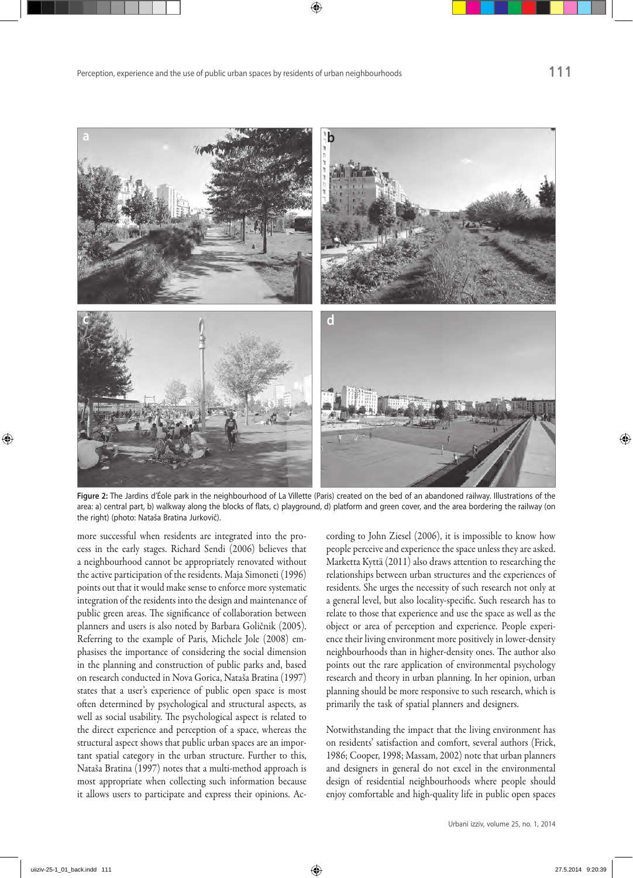**Figure 2:** The Jardins d'Éole park in the neighbourhood of La Villette (Paris) created on the bed of an abandoned railway. Illustrations of the area: a) central part, b) walkway along the blocks of flats, c) playground, d) platform and green cover, and the area bordering the railway (on the right) (photo: Nataša Bratina Jurkovič).

more successful when residents are integrated into the process in the early stages. Richard Sendi (2006) believes that a neighbourhood cannot be appropriately renovated without the active participation of the residents. Maja Simoneti (1996) points out that it would make sense to enforce more systematic integration of the residents into the design and maintenance of public green areas. The significance of collaboration between planners and users is also noted by Barbara Goličnik (2005). Referring to the example of Paris, Michele Jole (2008) emphasises the importance of considering the social dimension in the planning and construction of public parks and, based on research conducted in Nova Gorica, Nataša Bratina (1997) states that a user's experience of public open space is most often determined by psychological and structural aspects, as well as social usability. The psychological aspect is related to the direct experience and perception of a space, whereas the structural aspect shows that public urban spaces are an important spatial category in the urban structure. Further to this, Nataša Bratina (1997) notes that a multi-method approach is most appropriate when collecting such information because it allows users to participate and express their opinions. According to John Ziesel (2006), it is impossible to know how people perceive and experience the space unless they are asked. Marketta Kyttä (2011) also draws attention to researching the relationships between urban structures and the experiences of residents. She urges the necessity of such research not only at a general level, but also locality-specific. Such research has to relate to those that experience and use the space as well as the object or area of perception and experience. People experience their living environment more positively in lower-density neighbourhoods than in higher-density ones. The author also points out the rare application of environmental psychology research and theory in urban planning. In her opinion, urban planning should be more responsive to such research, which is primarily the task of spatial planners and designers.

Notwithstanding the impact that the living environment has on residents' satisfaction and comfort, several authors (Frick, 1986; Cooper, 1998; Massam, 2002) note that urban planners and designers in general do not excel in the environmental design of residential neighbourhoods where people should enjoy comfortable and high-quality life in public open spaces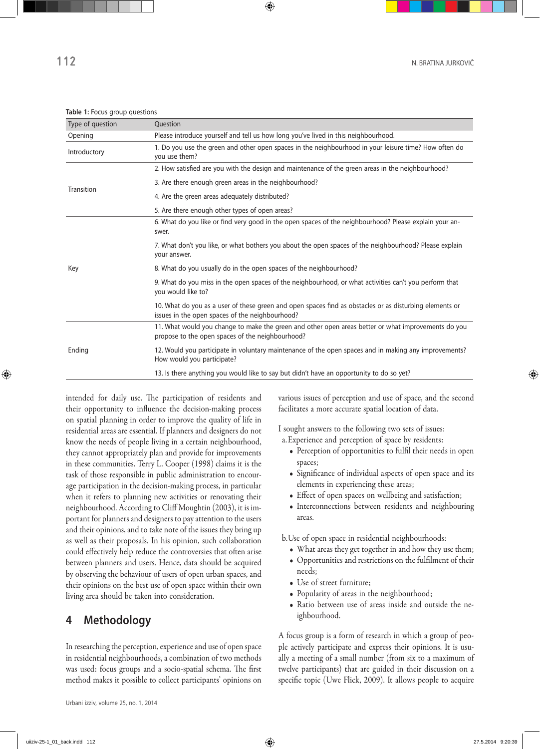**Table 1:** Focus group questions

| Type of question | Question |
|---|---|
| Opening | Please introduce yourself and tell us how long you've lived in this neighbourhood. |
| Introductory | 1. Do you use the green and other open spaces in the neighbourhood in your leisure time? How often do you use them? |
| Transition | 2. How satisfied are you with the design and maintenance of the green areas in the neighbourhood? |
| | 3. Are there enough green areas in the neighbourhood? |
| | 4. Are the green areas adequately distributed? |
| | 5. Are there enough other types of open areas? |
| Key | 6. What do you like or find very good in the open spaces of the neighbourhood? Please explain your answer. |
| | 7. What don't you like, or what bothers you about the open spaces of the neighbourhood? Please explain your answer. |
| | 8. What do you usually do in the open spaces of the neighbourhood? |
| | 9. What do you miss in the open spaces of the neighbourhood, or what activities can't you perform that you would like to? |
| | 10. What do you as a user of these green and open spaces find as obstacles or as disturbing elements or issues in the open spaces of the neighbourhood? |
| Ending | 11. What would you change to make the green and other open areas better or what improvements do you propose to the open spaces of the neighbourhood? |
| | 12. Would you participate in voluntary maintenance of the open spaces and in making any improvements? How would you participate? |
| | 13. Is there anything you would like to say but didn't have an opportunity to do so yet? |

intended for daily use. The participation of residents and their opportunity to influence the decision-making process on spatial planning in order to improve the quality of life in residential areas are essential. If planners and designers do not know the needs of people living in a certain neighbourhood, they cannot appropriately plan and provide for improvements in these communities. Terry L. Cooper (1998) claims it is the task of those responsible in public administration to encourage participation in the decision-making process, in particular when it refers to planning new activities or renovating their neighbourhood. According to Cliff Moughtin (2003), it is important for planners and designers to pay attention to the users and their opinions, and to take note of the issues they bring up as well as their proposals. In his opinion, such collaboration could effectively help reduce the controversies that often arise between planners and users. Hence, data should be acquired by observing the behaviour of users of open urban spaces, and their opinions on the best use of open space within their own living area should be taken into consideration.

## 4 Methodology

In researching the perception, experience and use of open space in residential neighbourhoods, a combination of two methods was used: focus groups and a socio-spatial schema. The first method makes it possible to collect participants' opinions on various issues of perception and use of space, and the second facilitates a more accurate spatial location of data.

I sought answers to the following two sets of issues:

a. Experience and perception of space by residents:
- Perception of opportunities to fulfil their needs in open spaces;
- Significance of individual aspects of open space and its elements in experiencing these areas;
- Effect of open spaces on wellbeing and satisfaction;
- Interconnections between residents and neighbouring areas.

b. Use of open space in residential neighbourhoods:
- What areas they get together in and how they use them;
- Opportunities and restrictions on the fulfilment of their needs;
- Use of street furniture;
- Popularity of areas in the neighbourhood;
- Ratio between use of areas inside and outside the neighbourhood.

A focus group is a form of research in which a group of people actively participate and express their opinions. It is usually a meeting of a small number (from six to a maximum of twelve participants) that are guided in their discussion on a specific topic (Uwe Flick, 2009). It allows people to acquire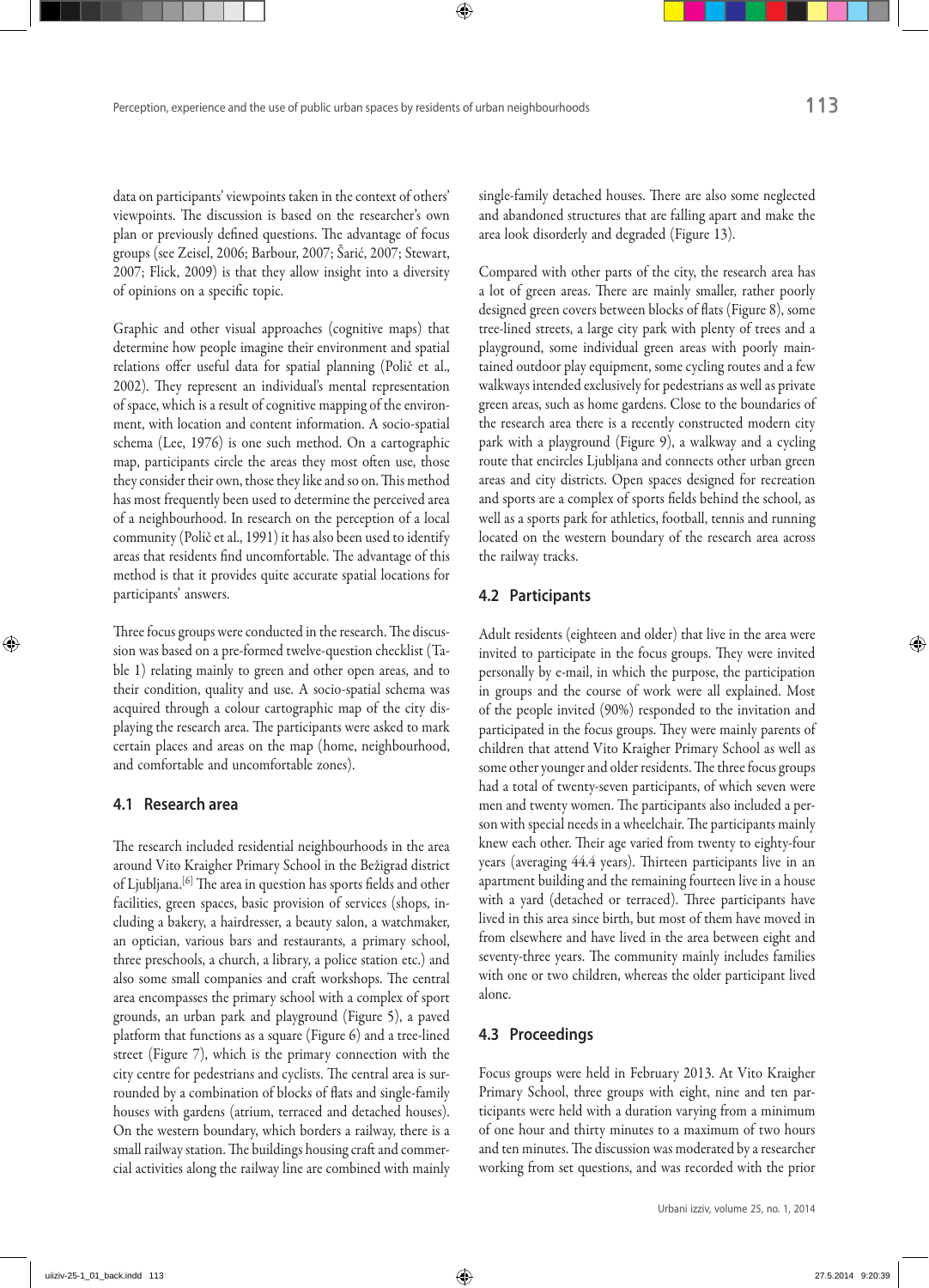data on participants' viewpoints taken in the context of others' viewpoints. The discussion is based on the researcher's own plan or previously defined questions. The advantage of focus groups (see Zeisel, 2006; Barbour, 2007; Šarić, 2007; Stewart, 2007; Flick, 2009) is that they allow insight into a diversity of opinions on a specific topic.

Graphic and other visual approaches (cognitive maps) that determine how people imagine their environment and spatial relations offer useful data for spatial planning (Polič et al., 2002). They represent an individual's mental representation of space, which is a result of cognitive mapping of the environment, with location and content information. A socio-spatial schema (Lee, 1976) is one such method. On a cartographic map, participants circle the areas they most often use, those they consider their own, those they like and so on. This method has most frequently been used to determine the perceived area of a neighbourhood. In research on the perception of a local community (Polič et al., 1991) it has also been used to identify areas that residents find uncomfortable. The advantage of this method is that it provides quite accurate spatial locations for participants' answers.

Three focus groups were conducted in the research. The discussion was based on a pre-formed twelve-question checklist (Table 1) relating mainly to green and other open areas, and to their condition, quality and use. A socio-spatial schema was acquired through a colour cartographic map of the city displaying the research area. The participants were asked to mark certain places and areas on the map (home, neighbourhood, and comfortable and uncomfortable zones).

### 4.1 Research area

The research included residential neighbourhoods in the area around Vito Kraigher Primary School in the Bežigrad district of Ljubljana.[6] The area in question has sports fields and other facilities, green spaces, basic provision of services (shops, including a bakery, a hairdresser, a beauty salon, a watchmaker, an optician, various bars and restaurants, a primary school, three preschools, a church, a library, a police station etc.) and also some small companies and craft workshops. The central area encompasses the primary school with a complex of sport grounds, an urban park and playground (Figure 5), a paved platform that functions as a square (Figure 6) and a tree-lined street (Figure 7), which is the primary connection with the city centre for pedestrians and cyclists. The central area is surrounded by a combination of blocks of flats and single-family houses with gardens (atrium, terraced and detached houses). On the western boundary, which borders a railway, there is a small railway station. The buildings housing craft and commercial activities along the railway line are combined with mainly single-family detached houses. There are also some neglected and abandoned structures that are falling apart and make the area look disorderly and degraded (Figure 13).

Compared with other parts of the city, the research area has a lot of green areas. There are mainly smaller, rather poorly designed green covers between blocks of flats (Figure 8), some tree-lined streets, a large city park with plenty of trees and a playground, some individual green areas with poorly maintained outdoor play equipment, some cycling routes and a few walkways intended exclusively for pedestrians as well as private green areas, such as home gardens. Close to the boundaries of the research area there is a recently constructed modern city park with a playground (Figure 9), a walkway and a cycling route that encircles Ljubljana and connects other urban green areas and city districts. Open spaces designed for recreation and sports are a complex of sports fields behind the school, as well as a sports park for athletics, football, tennis and running located on the western boundary of the research area across the railway tracks.

### 4.2 Participants

Adult residents (eighteen and older) that live in the area were invited to participate in the focus groups. They were invited personally by e-mail, in which the purpose, the participation in groups and the course of work were all explained. Most of the people invited (90%) responded to the invitation and participated in the focus groups. They were mainly parents of children that attend Vito Kraigher Primary School as well as some other younger and older residents. The three focus groups had a total of twenty-seven participants, of which seven were men and twenty women. The participants also included a person with special needs in a wheelchair. The participants mainly knew each other. Their age varied from twenty to eighty-four years (averaging 44.4 years). Thirteen participants live in an apartment building and the remaining fourteen live in a house with a yard (detached or terraced). Three participants have lived in this area since birth, but most of them have moved in from elsewhere and have lived in the area between eight and seventy-three years. The community mainly includes families with one or two children, whereas the older participant lived alone.

### 4.3 Proceedings

Focus groups were held in February 2013. At Vito Kraigher Primary School, three groups with eight, nine and ten participants were held with a duration varying from a minimum of one hour and thirty minutes to a maximum of two hours and ten minutes. The discussion was moderated by a researcher working from set questions, and was recorded with the prior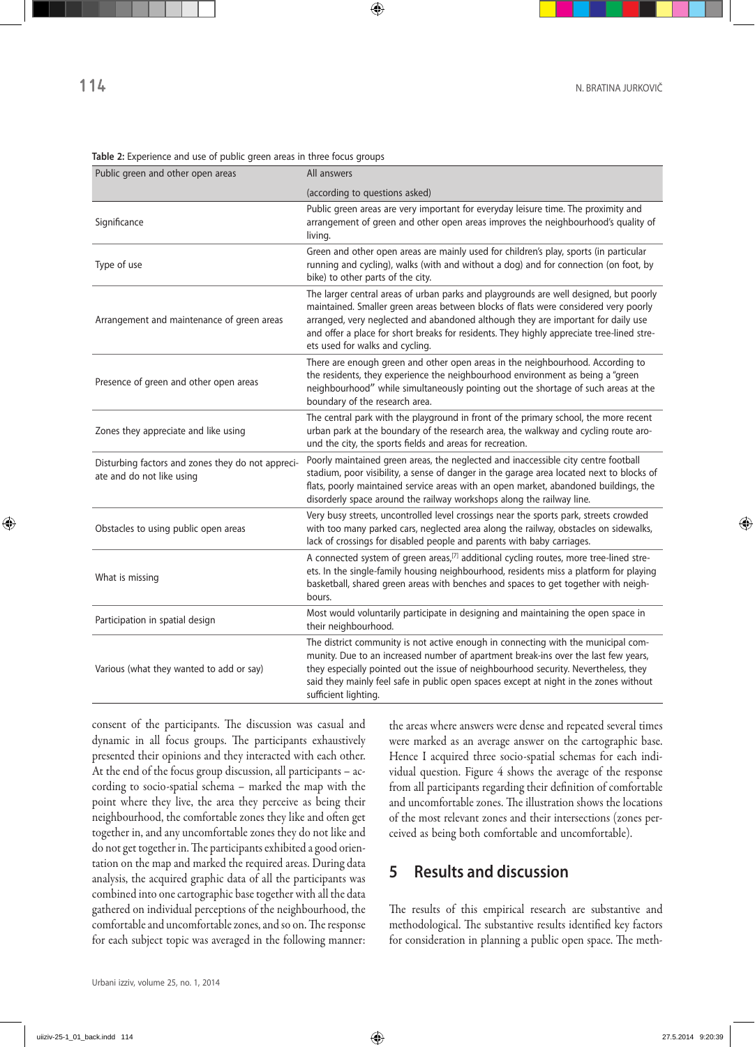**Table 2:** Experience and use of public green areas in three focus groups

| Public green and other open areas | All answers (according to questions asked) |
|---|---|
| Significance | Public green areas are very important for everyday leisure time. The proximity and arrangement of green and other open areas improves the neighbourhood's quality of living. |
| Type of use | Green and other open areas are mainly used for children's play, sports (in particular running and cycling), walks (with and without a dog) and for connection (on foot, by bike) to other parts of the city. |
| Arrangement and maintenance of green areas | The larger central areas of urban parks and playgrounds are well designed, but poorly maintained. Smaller green areas between blocks of flats were considered very poorly arranged, very neglected and abandoned although they are important for daily use and offer a place for short breaks for residents. They highly appreciate tree-lined streets used for walks and cycling. |
| Presence of green and other open areas | There are enough green and other open areas in the neighbourhood. According to the residents, they experience the neighbourhood environment as being a "green neighbourhood" while simultaneously pointing out the shortage of such areas at the boundary of the research area. |
| Zones they appreciate and like using | The central park with the playground in front of the primary school, the more recent urban park at the boundary of the research area, the walkway and cycling route around the city, the sports fields and areas for recreation. |
| Disturbing factors and zones they do not appreciate and do not like using | Poorly maintained green areas, the neglected and inaccessible city centre football stadium, poor visibility, a sense of danger in the garage area located next to blocks of flats, poorly maintained service areas with an open market, abandoned buildings, the disorderly space around the railway workshops along the railway line. |
| Obstacles to using public open areas | Very busy streets, uncontrolled level crossings near the sports park, streets crowded with too many parked cars, neglected area along the railway, obstacles on sidewalks, lack of crossings for disabled people and parents with baby carriages. |
| What is missing | A connected system of green areas,[7] additional cycling routes, more tree-lined streets. In the single-family housing neighbourhood, residents miss a platform for playing basketball, shared green areas with benches and spaces to get together with neighbours. |
| Participation in spatial design | Most would voluntarily participate in designing and maintaining the open space in their neighbourhood. |
| Various (what they wanted to add or say) | The district community is not active enough in connecting with the municipal community. Due to an increased number of apartment break-ins over the last few years, they especially pointed out the issue of neighbourhood security. Nevertheless, they said they mainly feel safe in public open spaces except at night in the zones without sufficient lighting. |

consent of the participants. The discussion was casual and dynamic in all focus groups. The participants exhaustively presented their opinions and they interacted with each other. At the end of the focus group discussion, all participants – according to socio-spatial schema – marked the map with the point where they live, the area they perceive as being their neighbourhood, the comfortable zones they like and often get together in, and any uncomfortable zones they do not like and do not get together in. The participants exhibited a good orientation on the map and marked the required areas. During data analysis, the acquired graphic data of all the participants was combined into one cartographic base together with all the data gathered on individual perceptions of the neighbourhood, the comfortable and uncomfortable zones, and so on. The response for each subject topic was averaged in the following manner: the areas where answers were dense and repeated several times were marked as an average answer on the cartographic base. Hence I acquired three socio-spatial schemas for each individual question. Figure 4 shows the average of the response from all participants regarding their definition of comfortable and uncomfortable zones. The illustration shows the locations of the most relevant zones and their intersections (zones perceived as being both comfortable and uncomfortable).

## 5 Results and discussion

The results of this empirical research are substantive and methodological. The substantive results identified key factors for consideration in planning a public open space. The meth-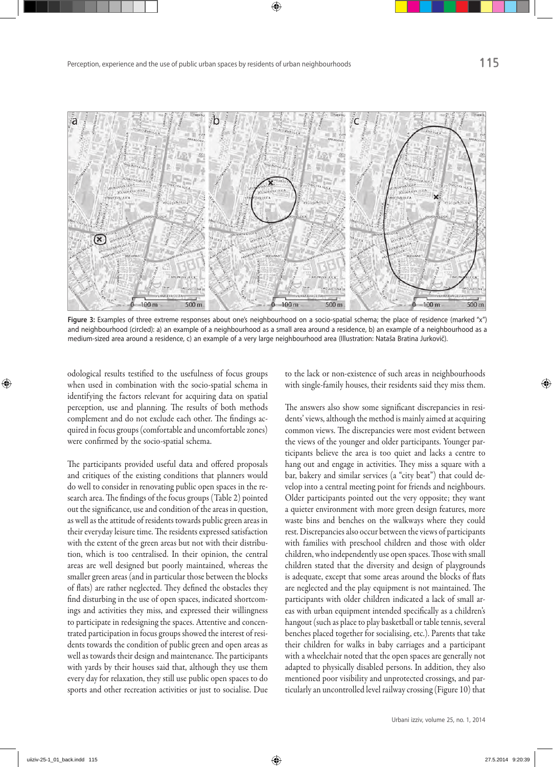Figure 3: Examples of three extreme responses about one's neighbourhood on a socio-spatial schema; the place of residence (marked "x") and neighbourhood (circled): a) an example of a neighbourhood as a small area around a residence, b) an example of a neighbourhood as a medium-sized area around a residence, c) an example of a very large neighbourhood area (Illustration: Nataša Bratina Jurkovič).

odological results testified to the usefulness of focus groups when used in combination with the socio-spatial schema in identifying the factors relevant for acquiring data on spatial perception, use and planning. The results of both methods complement and do not exclude each other. The findings acquired in focus groups (comfortable and uncomfortable zones) were confirmed by the socio-spatial schema.

The participants provided useful data and offered proposals and critiques of the existing conditions that planners would do well to consider in renovating public open spaces in the research area. The findings of the focus groups (Table 2) pointed out the significance, use and condition of the areas in question, as well as the attitude of residents towards public green areas in their everyday leisure time. The residents expressed satisfaction with the extent of the green areas but not with their distribution, which is too centralised. In their opinion, the central areas are well designed but poorly maintained, whereas the smaller green areas (and in particular those between the blocks of flats) are rather neglected. They defined the obstacles they find disturbing in the use of open spaces, indicated shortcomings and activities they miss, and expressed their willingness to participate in redesigning the spaces. Attentive and concentrated participation in focus groups showed the interest of residents towards the condition of public green and open areas as well as towards their design and maintenance. The participants with yards by their houses said that, although they use them every day for relaxation, they still use public open spaces to do sports and other recreation activities or just to socialise. Due to the lack or non-existence of such areas in neighbourhoods with single-family houses, their residents said they miss them.

The answers also show some significant discrepancies in residents' views, although the method is mainly aimed at acquiring common views. The discrepancies were most evident between the views of the younger and older participants. Younger participants believe the area is too quiet and lacks a centre to hang out and engage in activities. They miss a square with a bar, bakery and similar services (a "city beat") that could develop into a central meeting point for friends and neighbours. Older participants pointed out the very opposite; they want a quieter environment with more green design features, more waste bins and benches on the walkways where they could rest. Discrepancies also occur between the views of participants with families with preschool children and those with older children, who independently use open spaces. Those with small children stated that the diversity and design of playgrounds is adequate, except that some areas around the blocks of flats are neglected and the play equipment is not maintained. The participants with older children indicated a lack of small areas with urban equipment intended specifically as a children's hangout (such as place to play basketball or table tennis, several benches placed together for socialising, etc.). Parents that take their children for walks in baby carriages and a participant with a wheelchair noted that the open spaces are generally not adapted to physically disabled persons. In addition, they also mentioned poor visibility and unprotected crossings, and particularly an uncontrolled level railway crossing (Figure 10) that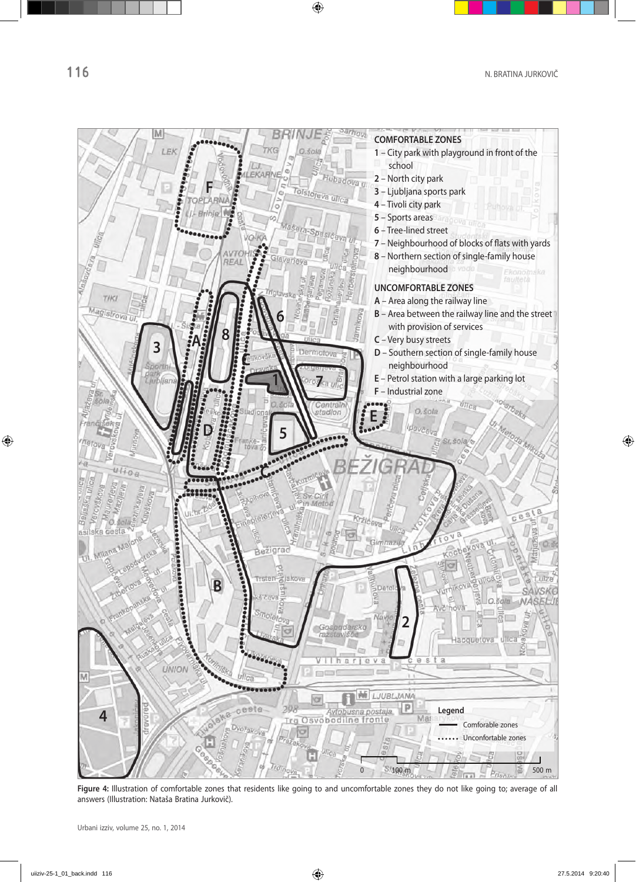**COMFORTABLE ZONES**

1 – City park with playground in front of the school
2 – North city park
3 – Ljubljana sports park
4 – Tivoli city park
5 – Sports areas
6 – Tree-lined street
7 – Neighbourhood of blocks of flats with yards
8 – Northern section of single-family house neighbourhood

**UNCOMFORTABLE ZONES**

A – Area along the railway line
B – Area between the railway line and the street with provision of services
C – Very busy streets
D – Southern section of single-family house neighbourhood
E – Petrol station with a large parking lot
F – Industrial zone

Legend
Comforable zones
Unconfortable zones

**Figure 4:** Illustration of comfortable zones that residents like going to and uncomfortable zones they do not like going to; average of all answers (Illustration: Nataša Bratina Jurkovič).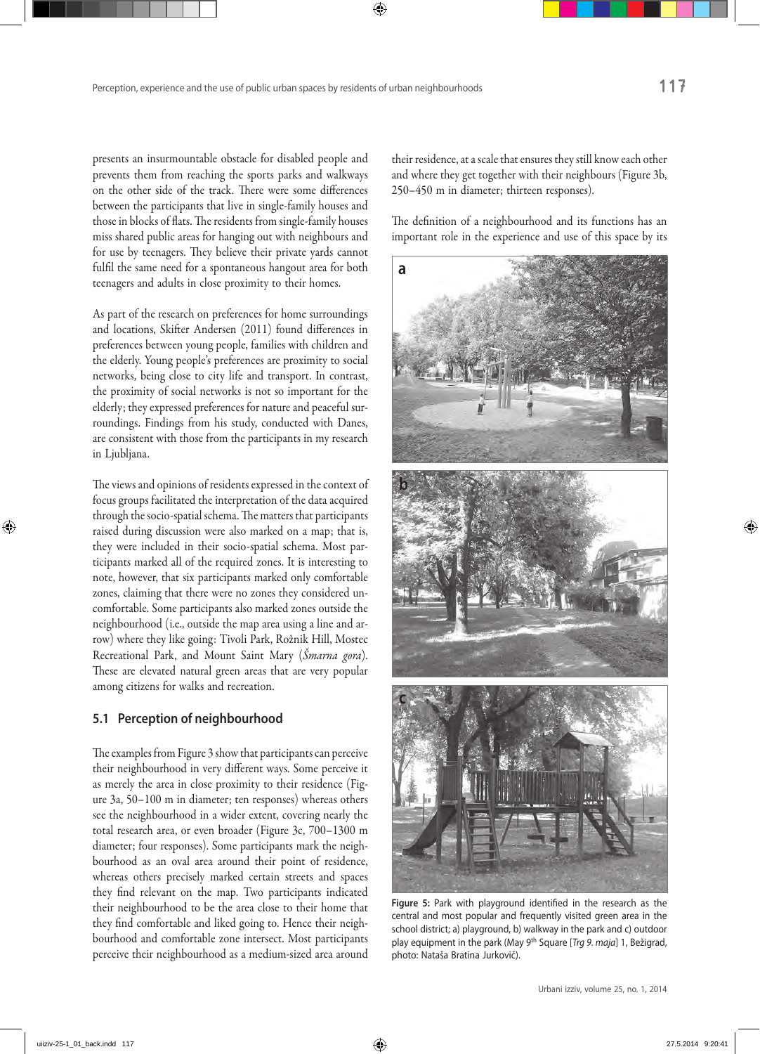presents an insurmountable obstacle for disabled people and prevents them from reaching the sports parks and walkways on the other side of the track. There were some differences between the participants that live in single-family houses and those in blocks of flats. The residents from single-family houses miss shared public areas for hanging out with neighbours and for use by teenagers. They believe their private yards cannot fulfil the same need for a spontaneous hangout area for both teenagers and adults in close proximity to their homes.

As part of the research on preferences for home surroundings and locations, Skifter Andersen (2011) found differences in preferences between young people, families with children and the elderly. Young people's preferences are proximity to social networks, being close to city life and transport. In contrast, the proximity of social networks is not so important for the elderly; they expressed preferences for nature and peaceful surroundings. Findings from his study, conducted with Danes, are consistent with those from the participants in my research in Ljubljana.

The views and opinions of residents expressed in the context of focus groups facilitated the interpretation of the data acquired through the socio-spatial schema. The matters that participants raised during discussion were also marked on a map; that is, they were included in their socio-spatial schema. Most participants marked all of the required zones. It is interesting to note, however, that six participants marked only comfortable zones, claiming that there were no zones they considered uncomfortable. Some participants also marked zones outside the neighbourhood (i.e., outside the map area using a line and arrow) where they like going: Tivoli Park, Rožnik Hill, Mostec Recreational Park, and Mount Saint Mary (*Šmarna gora*). These are elevated natural green areas that are very popular among citizens for walks and recreation.

### 5.1 Perception of neighbourhood

The examples from Figure 3 show that participants can perceive their neighbourhood in very different ways. Some perceive it as merely the area in close proximity to their residence (Figure 3a, 50–100 m in diameter; ten responses) whereas others see the neighbourhood in a wider extent, covering nearly the total research area, or even broader (Figure 3c, 700–1300 m diameter; four responses). Some participants mark the neighbourhood as an oval area around their point of residence, whereas others precisely marked certain streets and spaces they find relevant on the map. Two participants indicated their neighbourhood to be the area close to their home that they find comfortable and liked going to. Hence their neighbourhood and comfortable zone intersect. Most participants perceive their neighbourhood as a medium-sized area around their residence, at a scale that ensures they still know each other and where they get together with their neighbours (Figure 3b, 250–450 m in diameter; thirteen responses).

The definition of a neighbourhood and its functions has an important role in the experience and use of this space by its

**Figure 5:** Park with playground identified in the research as the central and most popular and frequently visited green area in the school district; a) playground, b) walkway in the park and c) outdoor play equipment in the park (May 9th Square [*Trg 9. maja*] 1, Bežigrad, photo: Nataša Bratina Jurkovič).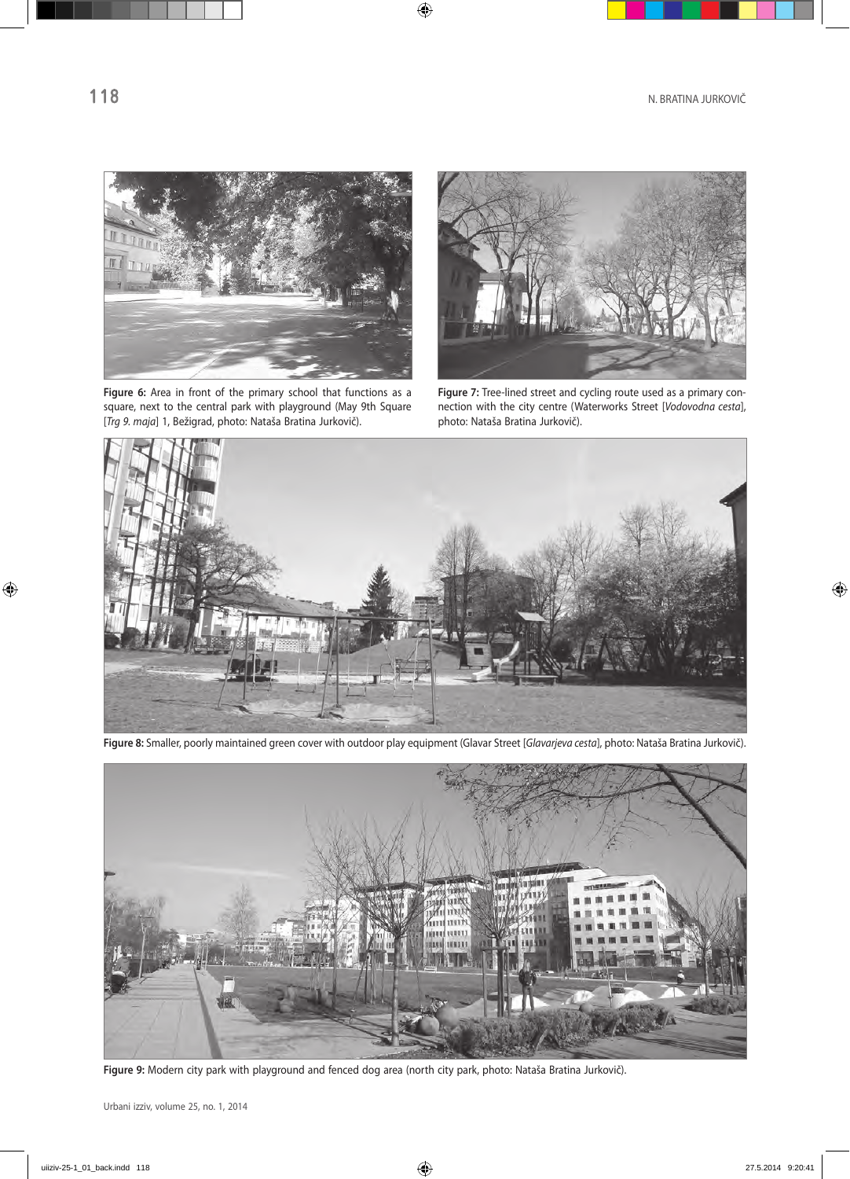**Figure 6:** Area in front of the primary school that functions as a square, next to the central park with playground (May 9th Square [*Trg 9. maja*] 1, Bežigrad, photo: Nataša Bratina Jurkovič).

**Figure 7:** Tree-lined street and cycling route used as a primary connection with the city centre (Waterworks Street [*Vodovodna cesta*], photo: Nataša Bratina Jurkovič).

**Figure 8:** Smaller, poorly maintained green cover with outdoor play equipment (Glavar Street [*Glavarjeva cesta*], photo: Nataša Bratina Jurkovič).

**Figure 9:** Modern city park with playground and fenced dog area (north city park, photo: Nataša Bratina Jurkovič).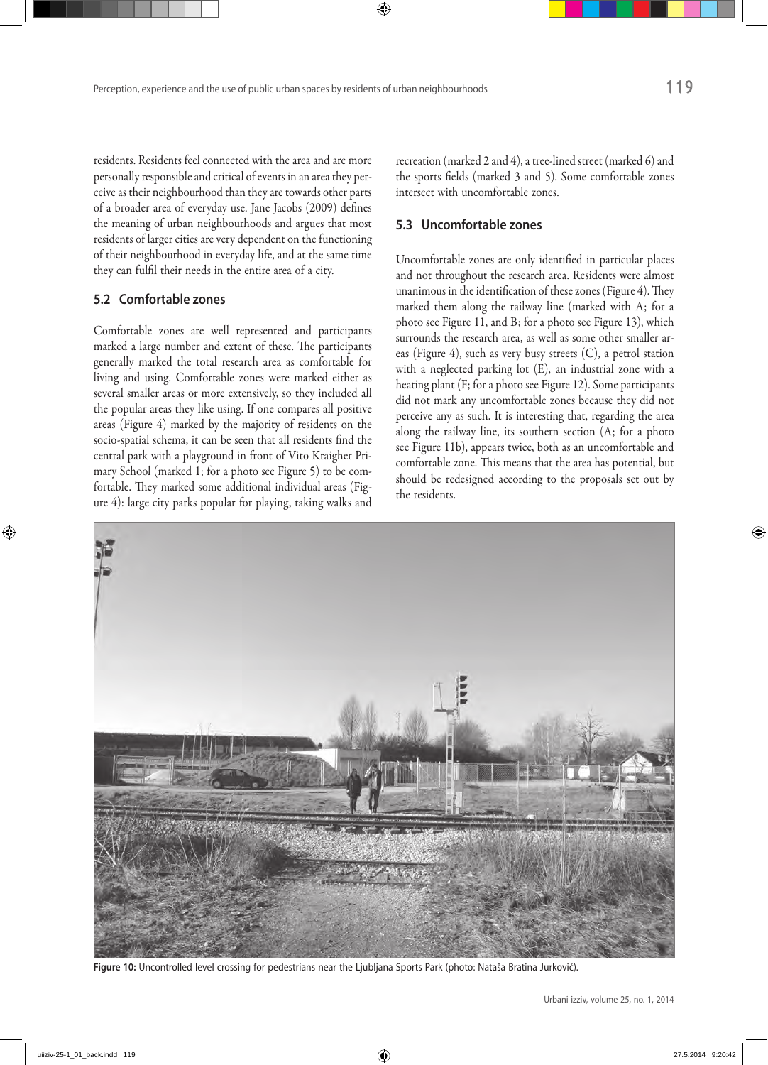residents. Residents feel connected with the area and are more personally responsible and critical of events in an area they perceive as their neighbourhood than they are towards other parts of a broader area of everyday use. Jane Jacobs (2009) defines the meaning of urban neighbourhoods and argues that most residents of larger cities are very dependent on the functioning of their neighbourhood in everyday life, and at the same time they can fulfil their needs in the entire area of a city.

## 5.2 Comfortable zones

Comfortable zones are well represented and participants marked a large number and extent of these. The participants generally marked the total research area as comfortable for living and using. Comfortable zones were marked either as several smaller areas or more extensively, so they included all the popular areas they like using. If one compares all positive areas (Figure 4) marked by the majority of residents on the socio-spatial schema, it can be seen that all residents find the central park with a playground in front of Vito Kraigher Primary School (marked 1; for a photo see Figure 5) to be comfortable. They marked some additional individual areas (Figure 4): large city parks popular for playing, taking walks and recreation (marked 2 and 4), a tree-lined street (marked 6) and the sports fields (marked 3 and 5). Some comfortable zones intersect with uncomfortable zones.

## 5.3 Uncomfortable zones

Uncomfortable zones are only identified in particular places and not throughout the research area. Residents were almost unanimous in the identification of these zones (Figure 4). They marked them along the railway line (marked with A; for a photo see Figure 11, and B; for a photo see Figure 13), which surrounds the research area, as well as some other smaller areas (Figure 4), such as very busy streets (C), a petrol station with a neglected parking lot (E), an industrial zone with a heating plant (F; for a photo see Figure 12). Some participants did not mark any uncomfortable zones because they did not perceive any as such. It is interesting that, regarding the area along the railway line, its southern section (A; for a photo see Figure 11b), appears twice, both as an uncomfortable and comfortable zone. This means that the area has potential, but should be redesigned according to the proposals set out by the residents.

**Figure 10:** Uncontrolled level crossing for pedestrians near the Ljubljana Sports Park (photo: Nataša Bratina Jurkovič).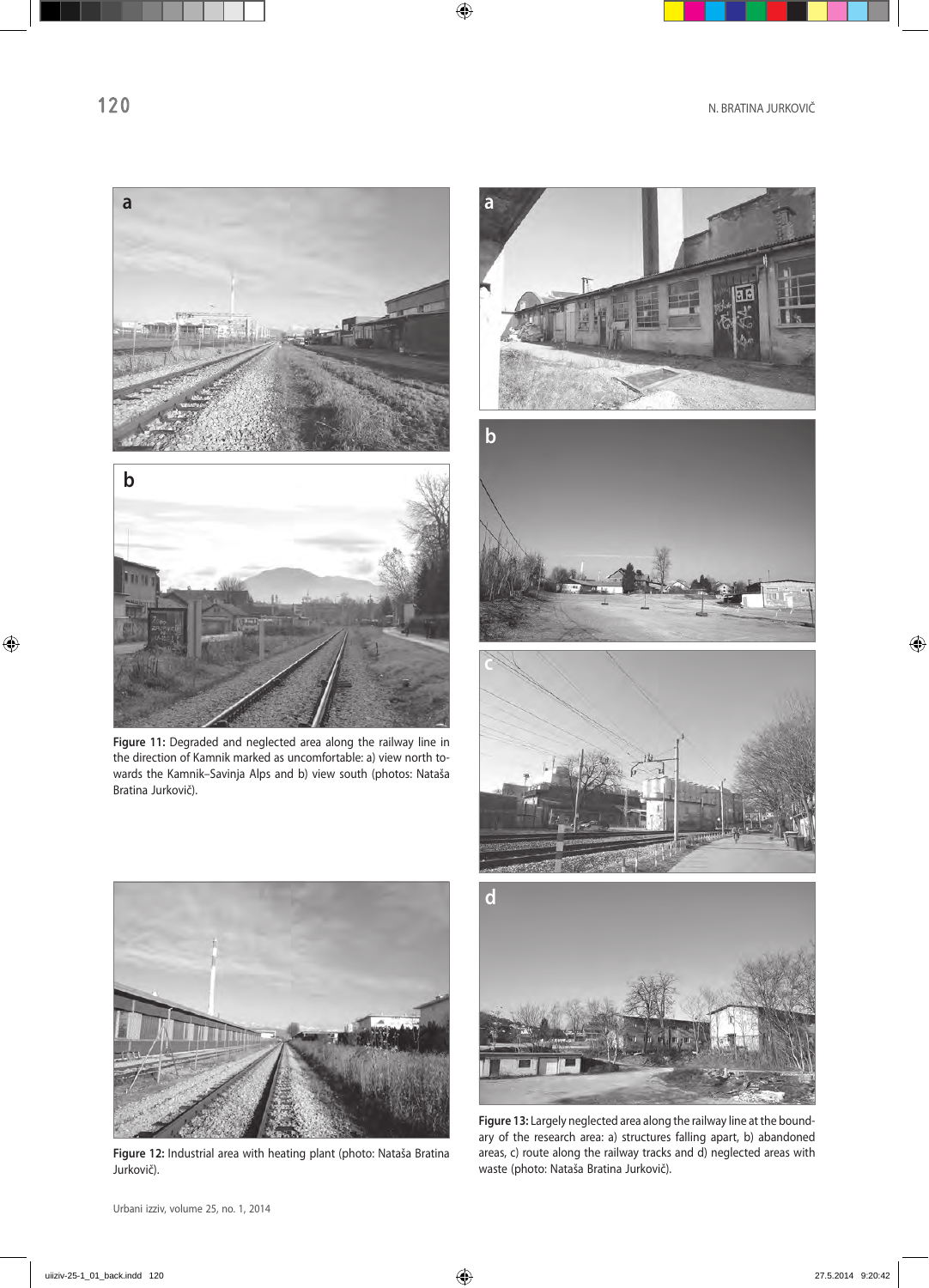**Figure 11:** Degraded and neglected area along the railway line in the direction of Kamnik marked as uncomfortable: a) view north towards the Kamnik–Savinja Alps and b) view south (photos: Nataša Bratina Jurkovič).

**Figure 12:** Industrial area with heating plant (photo: Nataša Bratina Jurkovič).

**Figure 13:** Largely neglected area along the railway line at the boundary of the research area: a) structures falling apart, b) abandoned areas, c) route along the railway tracks and d) neglected areas with waste (photo: Nataša Bratina Jurkovič).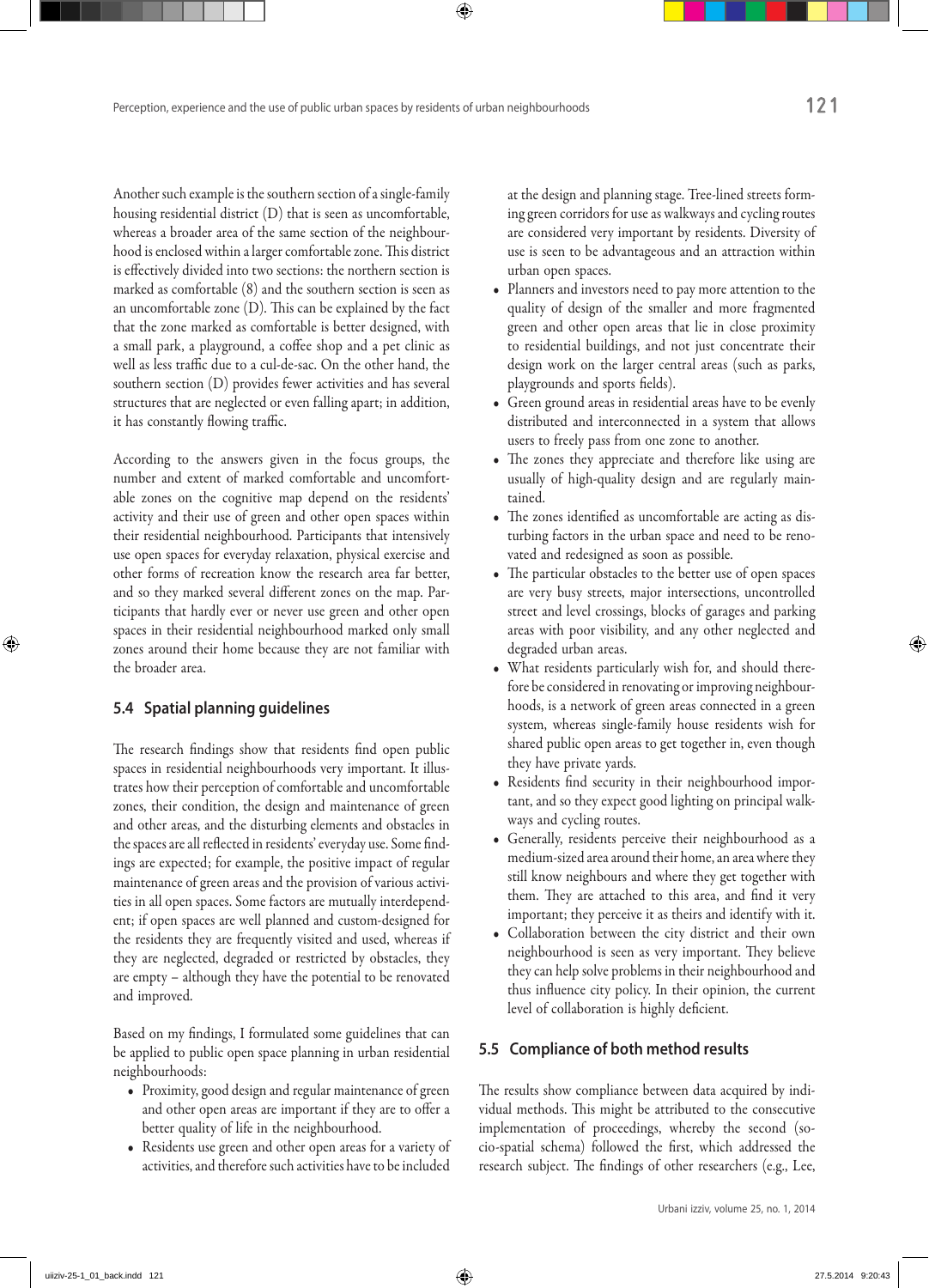Another such example is the southern section of a single-family housing residential district (D) that is seen as uncomfortable, whereas a broader area of the same section of the neighbourhood is enclosed within a larger comfortable zone. This district is effectively divided into two sections: the northern section is marked as comfortable (8) and the southern section is seen as an uncomfortable zone (D). This can be explained by the fact that the zone marked as comfortable is better designed, with a small park, a playground, a coffee shop and a pet clinic as well as less traffic due to a cul-de-sac. On the other hand, the southern section (D) provides fewer activities and has several structures that are neglected or even falling apart; in addition, it has constantly flowing traffic.

According to the answers given in the focus groups, the number and extent of marked comfortable and uncomfortable zones on the cognitive map depend on the residents' activity and their use of green and other open spaces within their residential neighbourhood. Participants that intensively use open spaces for everyday relaxation, physical exercise and other forms of recreation know the research area far better, and so they marked several different zones on the map. Participants that hardly ever or never use green and other open spaces in their residential neighbourhood marked only small zones around their home because they are not familiar with the broader area.

## 5.4 Spatial planning guidelines

The research findings show that residents find open public spaces in residential neighbourhoods very important. It illustrates how their perception of comfortable and uncomfortable zones, their condition, the design and maintenance of green and other areas, and the disturbing elements and obstacles in the spaces are all reflected in residents' everyday use. Some findings are expected; for example, the positive impact of regular maintenance of green areas and the provision of various activities in all open spaces. Some factors are mutually interdependent; if open spaces are well planned and custom-designed for the residents they are frequently visited and used, whereas if they are neglected, degraded or restricted by obstacles, they are empty – although they have the potential to be renovated and improved.

Based on my findings, I formulated some guidelines that can be applied to public open space planning in urban residential neighbourhoods:

- Proximity, good design and regular maintenance of green and other open areas are important if they are to offer a better quality of life in the neighbourhood.
- Residents use green and other open areas for a variety of activities, and therefore such activities have to be included at the design and planning stage. Tree-lined streets forming green corridors for use as walkways and cycling routes are considered very important by residents. Diversity of use is seen to be advantageous and an attraction within urban open spaces.
- Planners and investors need to pay more attention to the quality of design of the smaller and more fragmented green and other open areas that lie in close proximity to residential buildings, and not just concentrate their design work on the larger central areas (such as parks, playgrounds and sports fields).
- Green ground areas in residential areas have to be evenly distributed and interconnected in a system that allows users to freely pass from one zone to another.
- The zones they appreciate and therefore like using are usually of high-quality design and are regularly maintained.
- The zones identified as uncomfortable are acting as disturbing factors in the urban space and need to be renovated and redesigned as soon as possible.
- The particular obstacles to the better use of open spaces are very busy streets, major intersections, uncontrolled street and level crossings, blocks of garages and parking areas with poor visibility, and any other neglected and degraded urban areas.
- What residents particularly wish for, and should therefore be considered in renovating or improving neighbourhoods, is a network of green areas connected in a green system, whereas single-family house residents wish for shared public open areas to get together in, even though they have private yards.
- Residents find security in their neighbourhood important, and so they expect good lighting on principal walkways and cycling routes.
- Generally, residents perceive their neighbourhood as a medium-sized area around their home, an area where they still know neighbours and where they get together with them. They are attached to this area, and find it very important; they perceive it as theirs and identify with it.
- Collaboration between the city district and their own neighbourhood is seen as very important. They believe they can help solve problems in their neighbourhood and thus influence city policy. In their opinion, the current level of collaboration is highly deficient.

## 5.5 Compliance of both method results

The results show compliance between data acquired by individual methods. This might be attributed to the consecutive implementation of proceedings, whereby the second (socio-spatial schema) followed the first, which addressed the research subject. The findings of other researchers (e.g., Lee,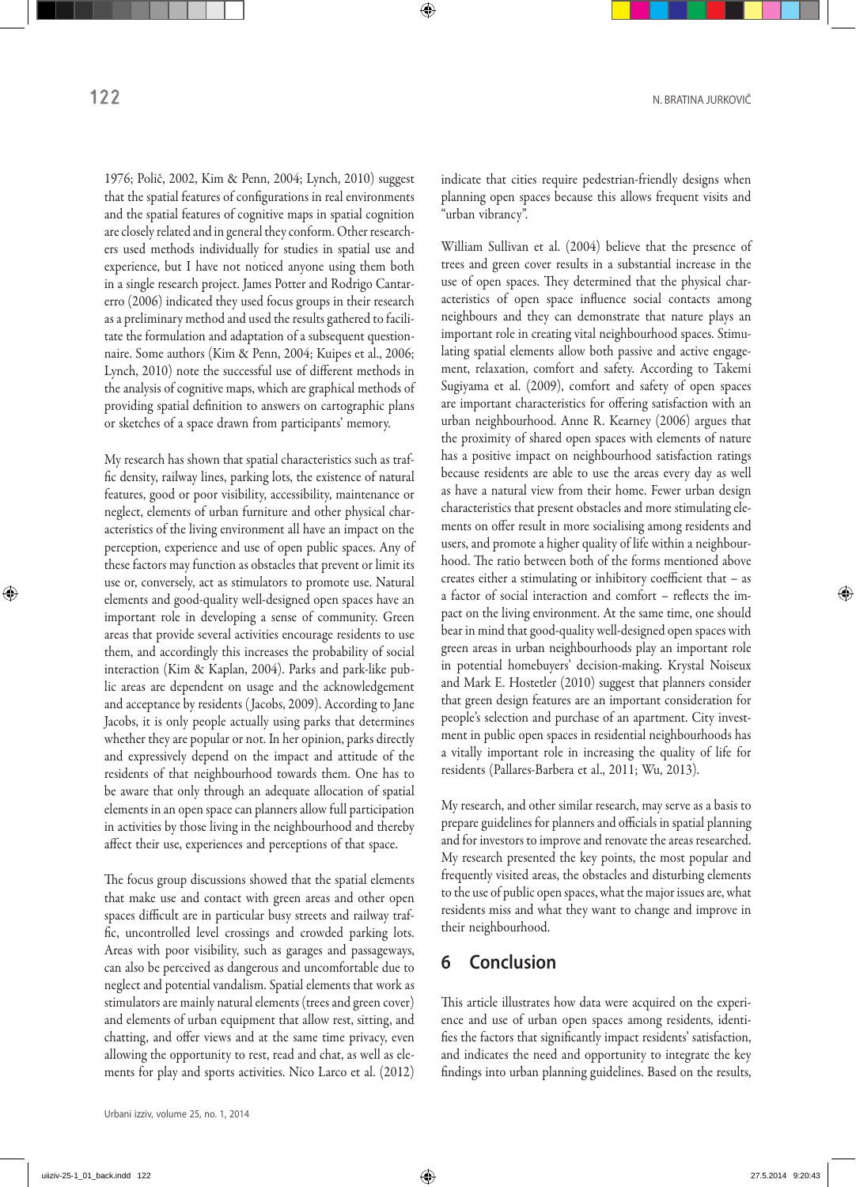1976; Polič, 2002, Kim & Penn, 2004; Lynch, 2010) suggest that the spatial features of configurations in real environments and the spatial features of cognitive maps in spatial cognition are closely related and in general they conform. Other researchers used methods individually for studies in spatial use and experience, but I have not noticed anyone using them both in a single research project. James Potter and Rodrigo Cantarerro (2006) indicated they used focus groups in their research as a preliminary method and used the results gathered to facilitate the formulation and adaptation of a subsequent questionnaire. Some authors (Kim & Penn, 2004; Kuipes et al., 2006; Lynch, 2010) note the successful use of different methods in the analysis of cognitive maps, which are graphical methods of providing spatial definition to answers on cartographic plans or sketches of a space drawn from participants' memory.

My research has shown that spatial characteristics such as traffic density, railway lines, parking lots, the existence of natural features, good or poor visibility, accessibility, maintenance or neglect, elements of urban furniture and other physical characteristics of the living environment all have an impact on the perception, experience and use of open public spaces. Any of these factors may function as obstacles that prevent or limit its use or, conversely, act as stimulators to promote use. Natural elements and good-quality well-designed open spaces have an important role in developing a sense of community. Green areas that provide several activities encourage residents to use them, and accordingly this increases the probability of social interaction (Kim & Kaplan, 2004). Parks and park-like public areas are dependent on usage and the acknowledgement and acceptance by residents (Jacobs, 2009). According to Jane Jacobs, it is only people actually using parks that determines whether they are popular or not. In her opinion, parks directly and expressively depend on the impact and attitude of the residents of that neighbourhood towards them. One has to be aware that only through an adequate allocation of spatial elements in an open space can planners allow full participation in activities by those living in the neighbourhood and thereby affect their use, experiences and perceptions of that space.

The focus group discussions showed that the spatial elements that make use and contact with green areas and other open spaces difficult are in particular busy streets and railway traffic, uncontrolled level crossings and crowded parking lots. Areas with poor visibility, such as garages and passageways, can also be perceived as dangerous and uncomfortable due to neglect and potential vandalism. Spatial elements that work as stimulators are mainly natural elements (trees and green cover) and elements of urban equipment that allow rest, sitting, and chatting, and offer views and at the same time privacy, even allowing the opportunity to rest, read and chat, as well as elements for play and sports activities. Nico Larco et al. (2012) indicate that cities require pedestrian-friendly designs when planning open spaces because this allows frequent visits and "urban vibrancy".

William Sullivan et al. (2004) believe that the presence of trees and green cover results in a substantial increase in the use of open spaces. They determined that the physical characteristics of open space influence social contacts among neighbours and they can demonstrate that nature plays an important role in creating vital neighbourhood spaces. Stimulating spatial elements allow both passive and active engagement, relaxation, comfort and safety. According to Takemi Sugiyama et al. (2009), comfort and safety of open spaces are important characteristics for offering satisfaction with an urban neighbourhood. Anne R. Kearney (2006) argues that the proximity of shared open spaces with elements of nature has a positive impact on neighbourhood satisfaction ratings because residents are able to use the areas every day as well as have a natural view from their home. Fewer urban design characteristics that present obstacles and more stimulating elements on offer result in more socialising among residents and users, and promote a higher quality of life within a neighbourhood. The ratio between both of the forms mentioned above creates either a stimulating or inhibitory coefficient that – as a factor of social interaction and comfort – reflects the impact on the living environment. At the same time, one should bear in mind that good-quality well-designed open spaces with green areas in urban neighbourhoods play an important role in potential homebuyers' decision-making. Krystal Noiseux and Mark E. Hostetler (2010) suggest that planners consider that green design features are an important consideration for people's selection and purchase of an apartment. City investment in public open spaces in residential neighbourhoods has a vitally important role in increasing the quality of life for residents (Pallares-Barbera et al., 2011; Wu, 2013).

My research, and other similar research, may serve as a basis to prepare guidelines for planners and officials in spatial planning and for investors to improve and renovate the areas researched. My research presented the key points, the most popular and frequently visited areas, the obstacles and disturbing elements to the use of public open spaces, what the major issues are, what residents miss and what they want to change and improve in their neighbourhood.

## 6 Conclusion

This article illustrates how data were acquired on the experience and use of urban open spaces among residents, identifies the factors that significantly impact residents' satisfaction, and indicates the need and opportunity to integrate the key findings into urban planning guidelines. Based on the results,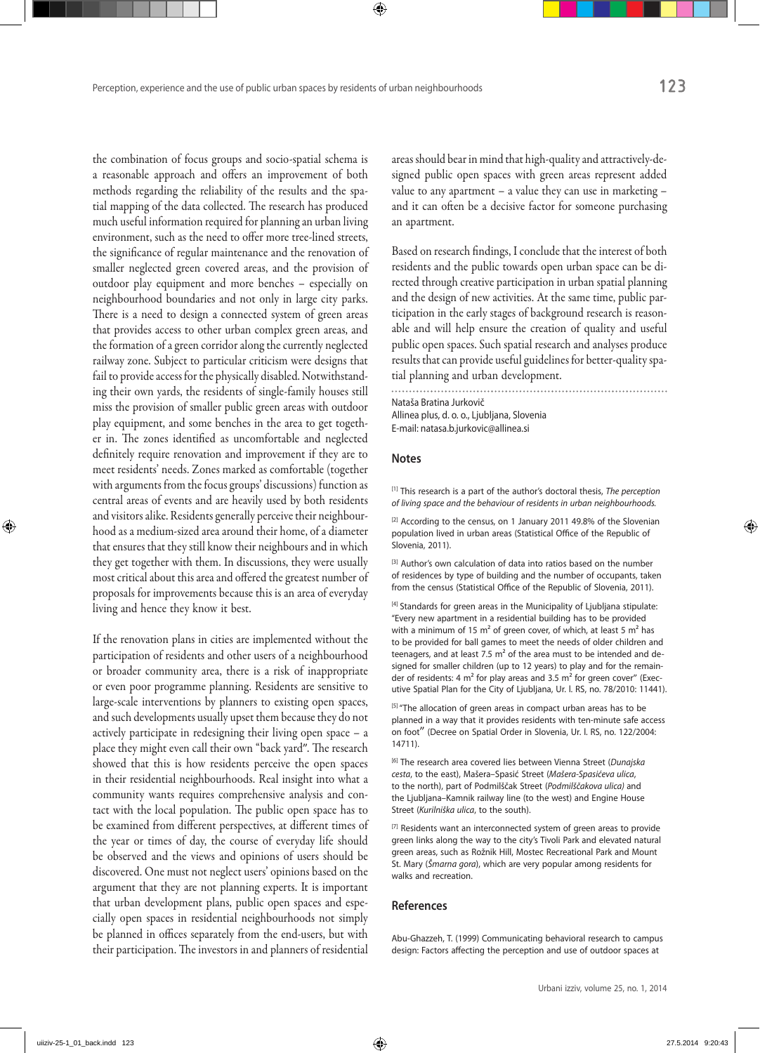the combination of focus groups and socio-spatial schema is a reasonable approach and offers an improvement of both methods regarding the reliability of the results and the spatial mapping of the data collected. The research has produced much useful information required for planning an urban living environment, such as the need to offer more tree-lined streets, the significance of regular maintenance and the renovation of smaller neglected green covered areas, and the provision of outdoor play equipment and more benches – especially on neighbourhood boundaries and not only in large city parks. There is a need to design a connected system of green areas that provides access to other urban complex green areas, and the formation of a green corridor along the currently neglected railway zone. Subject to particular criticism were designs that fail to provide access for the physically disabled. Notwithstanding their own yards, the residents of single-family houses still miss the provision of smaller public green areas with outdoor play equipment, and some benches in the area to get together in. The zones identified as uncomfortable and neglected definitely require renovation and improvement if they are to meet residents' needs. Zones marked as comfortable (together with arguments from the focus groups' discussions) function as central areas of events and are heavily used by both residents and visitors alike. Residents generally perceive their neighbourhood as a medium-sized area around their home, of a diameter that ensures that they still know their neighbours and in which they get together with them. In discussions, they were usually most critical about this area and offered the greatest number of proposals for improvements because this is an area of everyday living and hence they know it best.

If the renovation plans in cities are implemented without the participation of residents and other users of a neighbourhood or broader community area, there is a risk of inappropriate or even poor programme planning. Residents are sensitive to large-scale interventions by planners to existing open spaces, and such developments usually upset them because they do not actively participate in redesigning their living open space – a place they might even call their own "back yard". The research showed that this is how residents perceive the open spaces in their residential neighbourhoods. Real insight into what a community wants requires comprehensive analysis and contact with the local population. The public open space has to be examined from different perspectives, at different times of the year or times of day, the course of everyday life should be observed and the views and opinions of users should be discovered. One must not neglect users' opinions based on the argument that they are not planning experts. It is important that urban development plans, public open spaces and especially open spaces in residential neighbourhoods not simply be planned in offices separately from the end-users, but with their participation. The investors in and planners of residential areas should bear in mind that high-quality and attractively-designed public open spaces with green areas represent added value to any apartment – a value they can use in marketing – and it can often be a decisive factor for someone purchasing an apartment.

Based on research findings, I conclude that the interest of both residents and the public towards open urban space can be directed through creative participation in urban spatial planning and the design of new activities. At the same time, public participation in the early stages of background research is reasonable and will help ensure the creation of quality and useful public open spaces. Such spatial research and analyses produce results that can provide useful guidelines for better-quality spatial planning and urban development.

Nataša Bratina Jurkovič
Allinea plus, d. o. o., Ljubljana, Slovenia
E-mail: natasa.b.jurkovic@allinea.si

## Notes

[1] This research is a part of the author's doctoral thesis, *The perception of living space and the behaviour of residents in urban neighbourhoods.*

[2] According to the census, on 1 January 2011 49.8% of the Slovenian population lived in urban areas (Statistical Office of the Republic of Slovenia, 2011).

[3] Author's own calculation of data into ratios based on the number of residences by type of building and the number of occupants, taken from the census (Statistical Office of the Republic of Slovenia, 2011).

[4] Standards for green areas in the Municipality of Ljubljana stipulate: "Every new apartment in a residential building has to be provided with a minimum of 15 m² of green cover, of which, at least 5 m² has to be provided for ball games to meet the needs of older children and teenagers, and at least 7.5 m² of the area must to be intended and designed for smaller children (up to 12 years) to play and for the remainder of residents: 4 m² for play areas and 3.5 m² for green cover" (Executive Spatial Plan for the City of Ljubljana, Ur. l. RS, no. 78/2010: 11441).

[5] "The allocation of green areas in compact urban areas has to be planned in a way that it provides residents with ten-minute safe access on foot" (Decree on Spatial Order in Slovenia, Ur. l. RS, no. 122/2004: 14711).

[6] The research area covered lies between Vienna Street (*Dunajska cesta*, to the east), Mašera–Spasić Street (*Mašera-Spasićeva ulica*, to the north), part of Podmilščak Street (*Podmilščakova ulica)* and the Ljubljana–Kamnik railway line (to the west) and Engine House Street (*Kurilniška ulica*, to the south).

[7] Residents want an interconnected system of green areas to provide green links along the way to the city's Tivoli Park and elevated natural green areas, such as Rožnik Hill, Mostec Recreational Park and Mount St. Mary (*Šmarna gora*), which are very popular among residents for walks and recreation.

## References

Abu-Ghazzeh, T. (1999) Communicating behavioral research to campus design: Factors affecting the perception and use of outdoor spaces at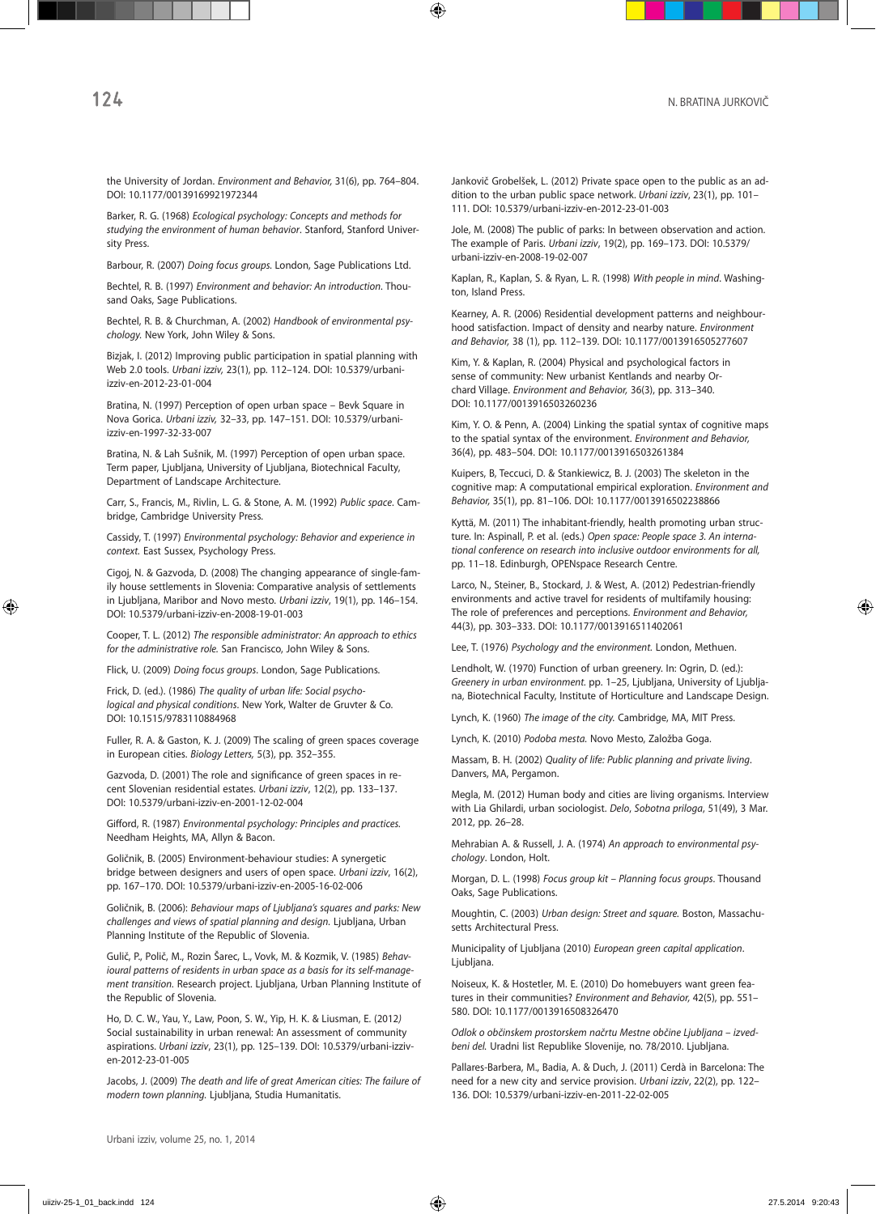the University of Jordan. *Environment and Behavior,* 31(6), pp. 764–804. DOI: 10.1177/00139169921972344

Barker, R. G. (1968) *Ecological psychology: Concepts and methods for studying the environment of human behavior*. Stanford, Stanford University Press.

Barbour, R. (2007) *Doing focus groups.* London, Sage Publications Ltd.

Bechtel, R. B. (1997) *Environment and behavior: An introduction*. Thousand Oaks, Sage Publications.

Bechtel, R. B. & Churchman, A. (2002) *Handbook of environmental psychology.* New York, John Wiley & Sons.

Bizjak, I. (2012) Improving public participation in spatial planning with Web 2.0 tools. *Urbani izziv,* 23(1), pp. 112–124. DOI: 10.5379/urbani-izziv-en-2012-23-01-004

Bratina, N. (1997) Perception of open urban space – Bevk Square in Nova Gorica. *Urbani izziv,* 32–33, pp. 147–151. DOI: 10.5379/urbani-izziv-en-1997-32-33-007

Bratina, N. & Lah Sušnik, M. (1997) Perception of open urban space. Term paper, Ljubljana, University of Ljubljana, Biotechnical Faculty, Department of Landscape Architecture.

Carr, S., Francis, M., Rivlin, L. G. & Stone, A. M. (1992) *Public space*. Cambridge, Cambridge University Press.

Cassidy, T. (1997) *Environmental psychology: Behavior and experience in context.* East Sussex, Psychology Press.

Cigoj, N. & Gazvoda, D. (2008) The changing appearance of single-family house settlements in Slovenia: Comparative analysis of settlements in Ljubljana, Maribor and Novo mesto. *Urbani izziv*, 19(1), pp. 146–154. DOI: 10.5379/urbani-izziv-en-2008-19-01-003

Cooper, T. L. (2012) *The responsible administrator: An approach to ethics for the administrative role.* San Francisco, John Wiley & Sons.

Flick, U. (2009) *Doing focus groups*. London, Sage Publications.

Frick, D. (ed.). (1986) *The quality of urban life: Social psychological and physical conditions*. New York, Walter de Gruvter & Co. DOI: 10.1515/9783110884968

Fuller, R. A. & Gaston, K. J. (2009) The scaling of green spaces coverage in European cities. *Biology Letters,* 5(3), pp. 352–355.

Gazvoda, D. (2001) The role and significance of green spaces in recent Slovenian residential estates. *Urbani izziv*, 12(2), pp. 133–137. DOI: 10.5379/urbani-izziv-en-2001-12-02-004

Gifford, R. (1987) *Environmental psychology: Principles and practices.* Needham Heights, MA, Allyn & Bacon.

Goličnik, B. (2005) Environment-behaviour studies: A synergetic bridge between designers and users of open space. *Urbani izziv*, 16(2), pp. 167–170. DOI: 10.5379/urbani-izziv-en-2005-16-02-006

Goličnik, B. (2006): *Behaviour maps of Ljubljana's squares and parks: New challenges and views of spatial planning and design.* Ljubljana, Urban Planning Institute of the Republic of Slovenia.

Gulič, P., Polič, M., Rozin Šarec, L., Vovk, M. & Kozmik, V. (1985) *Behavioural patterns of residents in urban space as a basis for its self-management transition.* Research project. Ljubljana, Urban Planning Institute of the Republic of Slovenia.

Ho, D. C. W., Yau, Y., Law, Poon, S. W., Yip, H. K. & Liusman, E. (2012*)* Social sustainability in urban renewal: An assessment of community aspirations. *Urbani izziv*, 23(1), pp. 125–139. DOI: 10.5379/urbani-izziv-en-2012-23-01-005

Jacobs, J. (2009) *The death and life of great American cities: The failure of modern town planning.* Ljubljana, Studia Humanitatis.

Jankovič Grobelšek, L. (2012) Private space open to the public as an addition to the urban public space network. *Urbani izziv*, 23(1), pp. 101–111. DOI: 10.5379/urbani-izziv-en-2012-23-01-003

Jole, M. (2008) The public of parks: In between observation and action. The example of Paris. *Urbani izziv*, 19(2), pp. 169–173. DOI: 10.5379/urbani-izziv-en-2008-19-02-007

Kaplan, R., Kaplan, S. & Ryan, L. R. (1998) *With people in mind*. Washington, Island Press.

Kearney, A. R. (2006) Residential development patterns and neighbourhood satisfaction. Impact of density and nearby nature. *Environment and Behavior,* 38 (1), pp. 112–139. DOI: 10.1177/0013916505277607

Kim, Y. & Kaplan, R. (2004) Physical and psychological factors in sense of community: New urbanist Kentlands and nearby Orchard Village. *Environment and Behavior,* 36(3), pp. 313–340. DOI: 10.1177/0013916503260236

Kim, Y. O. & Penn, A. (2004) Linking the spatial syntax of cognitive maps to the spatial syntax of the environment. *Environment and Behavior,* 36(4), pp. 483–504. DOI: 10.1177/0013916503261384

Kuipers, B, Teccuci, D. & Stankiewicz, B. J. (2003) The skeleton in the cognitive map: A computational empirical exploration. *Environment and Behavior,* 35(1), pp. 81–106. DOI: 10.1177/0013916502238866

Kyttä, M. (2011) The inhabitant-friendly, health promoting urban structure. In: Aspinall, P. et al. (eds.) *Open space: People space 3. An international conference on research into inclusive outdoor environments for all,* pp. 11–18. Edinburgh, OPENspace Research Centre.

Larco, N., Steiner, B., Stockard, J. & West, A. (2012) Pedestrian-friendly environments and active travel for residents of multifamily housing: The role of preferences and perceptions. *Environment and Behavior,* 44(3), pp. 303–333. DOI: 10.1177/0013916511402061

Lee, T. (1976) *Psychology and the environment.* London, Methuen.

Lendholt, W. (1970) Function of urban greenery. In: Ogrin, D. (ed.): *Greenery in urban environment.* pp. 1–25, Ljubljana, University of Ljubljana, Biotechnical Faculty, Institute of Horticulture and Landscape Design.

Lynch, K. (1960) *The image of the city.* Cambridge, MA, MIT Press.

Lynch, K. (2010) *Podoba mesta.* Novo Mesto, Založba Goga.

Massam, B. H. (2002) *Quality of life: Public planning and private living*. Danvers, MA, Pergamon.

Megla, M. (2012) Human body and cities are living organisms. Interview with Lia Ghilardi, urban sociologist. *Delo*, *Sobotna priloga*, 51(49), 3 Mar. 2012, pp. 26–28.

Mehrabian A. & Russell, J. A. (1974) *An approach to environmental psychology*. London, Holt.

Morgan, D. L. (1998) *Focus group kit – Planning focus groups*. Thousand Oaks, Sage Publications.

Moughtin, C. (2003) *Urban design: Street and square.* Boston, Massachusetts Architectural Press.

Municipality of Ljubljana (2010) *European green capital application*. Ljubljana.

Noiseux, K. & Hostetler, M. E. (2010) Do homebuyers want green features in their communities? *Environment and Behavior,* 42(5), pp. 551–580. DOI: 10.1177/0013916508326470

*Odlok o občinskem prostorskem načrtu Mestne občine Ljubljana – izvedbeni del.* Uradni list Republike Slovenije, no. 78/2010. Ljubljana.

Pallares-Barbera, M., Badia, A. & Duch, J. (2011) Cerdà in Barcelona: The need for a new city and service provision. *Urbani izziv*, 22(2), pp. 122–136. DOI: 10.5379/urbani-izziv-en-2011-22-02-005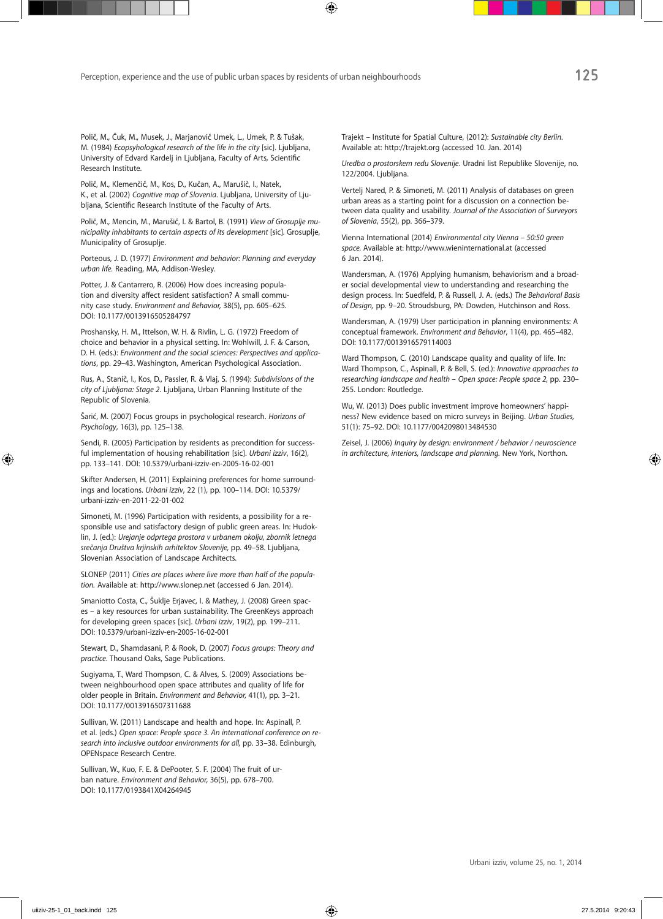Polič, M., Čuk, M., Musek, J., Marjanovič Umek, L., Umek, P. & Tušak, M. (1984) *Ecopsyhological research of the life in the city* [sic]. Ljubljana, University of Edvard Kardelj in Ljubljana, Faculty of Arts, Scientific Research Institute.

Polič, M., Klemenčič, M., Kos, D., Kučan, A., Marušič, I., Natek, K., et al. (2002) *Cognitive map of Slovenia*. Ljubljana, University of Ljubljana, Scientific Research Institute of the Faculty of Arts.

Polič, M., Mencin, M., Marušič, I. & Bartol, B. (1991) *View of Grosuplje municipality inhabitants to certain aspects of its development* [sic]. Grosuplje, Municipality of Grosuplje.

Porteous, J. D. (1977) *Environment and behavior: Planning and everyday urban life.* Reading, MA, Addison-Wesley.

Potter, J. & Cantarrero, R. (2006) How does increasing population and diversity affect resident satisfaction? A small community case study. *Environment and Behavior,* 38(5), pp. 605–625. DOI: 10.1177/0013916505284797

Proshansky, H. M., Ittelson, W. H. & Rivlin, L. G. (1972) Freedom of choice and behavior in a physical setting. In: Wohlwill, J. F. & Carson, D. H. (eds.): *Environment and the social sciences: Perspectives and applications*, pp. 29–43. Washington, American Psychological Association.

Rus, A., Stanič, I., Kos, D., Passler, R. & Vlaj, S. (1994): *Subdivisions of the city of Ljubljana: Stage 2*. Ljubljana, Urban Planning Institute of the Republic of Slovenia.

Šarić, M. (2007) Focus groups in psychological research. *Horizons of Psychology*, 16(3), pp. 125–138.

Sendi, R. (2005) Participation by residents as precondition for successful implementation of housing rehabilitation [sic]. *Urbani izziv*, 16(2), pp. 133–141. DOI: 10.5379/urbani-izziv-en-2005-16-02-001

Skifter Andersen, H. (2011) Explaining preferences for home surroundings and locations. *Urbani izziv*, 22 (1), pp. 100–114. DOI: 10.5379/urbani-izziv-en-2011-22-01-002

Simoneti, M. (1996) Participation with residents, a possibility for a responsible use and satisfactory design of public green areas. In: Hudoklin, J. (ed.): *Urejanje odprtega prostora v urbanem okolju, zbornik letnega srečanja Društva krjinskih arhitektov Slovenije,* pp. 49–58. Ljubljana, Slovenian Association of Landscape Architects.

SLONEP (2011) *Cities are places where live more than half of the population.* Available at: http://www.slonep.net (accessed 6 Jan. 2014).

Smaniotto Costa, C., Šuklje Erjavec, I. & Mathey, J. (2008) Green spaces – a key resources for urban sustainability. The GreenKeys approach for developing green spaces [sic]. *Urbani izziv*, 19(2), pp. 199–211. DOI: 10.5379/urbani-izziv-en-2005-16-02-001

Stewart, D., Shamdasani, P. & Rook, D. (2007) *Focus groups: Theory and practice*. Thousand Oaks, Sage Publications.

Sugiyama, T., Ward Thompson, C. & Alves, S. (2009) Associations between neighbourhood open space attributes and quality of life for older people in Britain. *Environment and Behavior,* 41(1), pp. 3–21. DOI: 10.1177/0013916507311688

Sullivan, W. (2011) Landscape and health and hope. In: Aspinall, P. et al. (eds.) *Open space: People space 3. An international conference on research into inclusive outdoor environments for all,* pp. 33–38. Edinburgh, OPENspace Research Centre.

Sullivan, W., Kuo, F. E. & DePooter, S. F. (2004) The fruit of urban nature. *Environment and Behavior,* 36(5), pp. 678–700. DOI: 10.1177/0193841X04264945

Trajekt – Institute for Spatial Culture, (2012): *Sustainable city Berlin*. Available at: http://trajekt.org (accessed 10. Jan. 2014)

*Uredba o prostorskem redu Slovenije*. Uradni list Republike Slovenije, no. 122/2004. Ljubljana.

Vertelj Nared, P. & Simoneti, M. (2011) Analysis of databases on green urban areas as a starting point for a discussion on a connection between data quality and usability. *Journal of the Association of Surveyors of Slovenia*, 55(2), pp. 366–379.

Vienna International (2014) *Environmental city Vienna – 50:50 green space.* Available at: http://www.wieninternational.at (accessed 6 Jan. 2014).

Wandersman, A. (1976) Applying humanism, behaviorism and a broader social developmental view to understanding and researching the design process. In: Suedfeld, P. & Russell, J. A. (eds.) *The Behavioral Basis of Design,* pp. 9–20. Stroudsburg, PA: Dowden, Hutchinson and Ross.

Wandersman, A. (1979) User participation in planning environments: A conceptual framework. *Environment and Behavior*, 11(4), pp. 465–482. DOI: 10.1177/0013916579114003

Ward Thompson, C. (2010) Landscape quality and quality of life. In: Ward Thompson, C., Aspinall, P. & Bell, S. (ed.): *Innovative approaches to researching landscape and health – Open space: People space 2,* pp. 230–255. London: Routledge.

Wu, W. (2013) Does public investment improve homeowners' happiness? New evidence based on micro surveys in Beijing. *Urban Studies,* 51(1): 75–92. DOI: 10.1177/0042098013484530

Zeisel, J. (2006) *Inquiry by design: environment / behavior / neuroscience in architecture, interiors, landscape and planning.* New York, Northon.